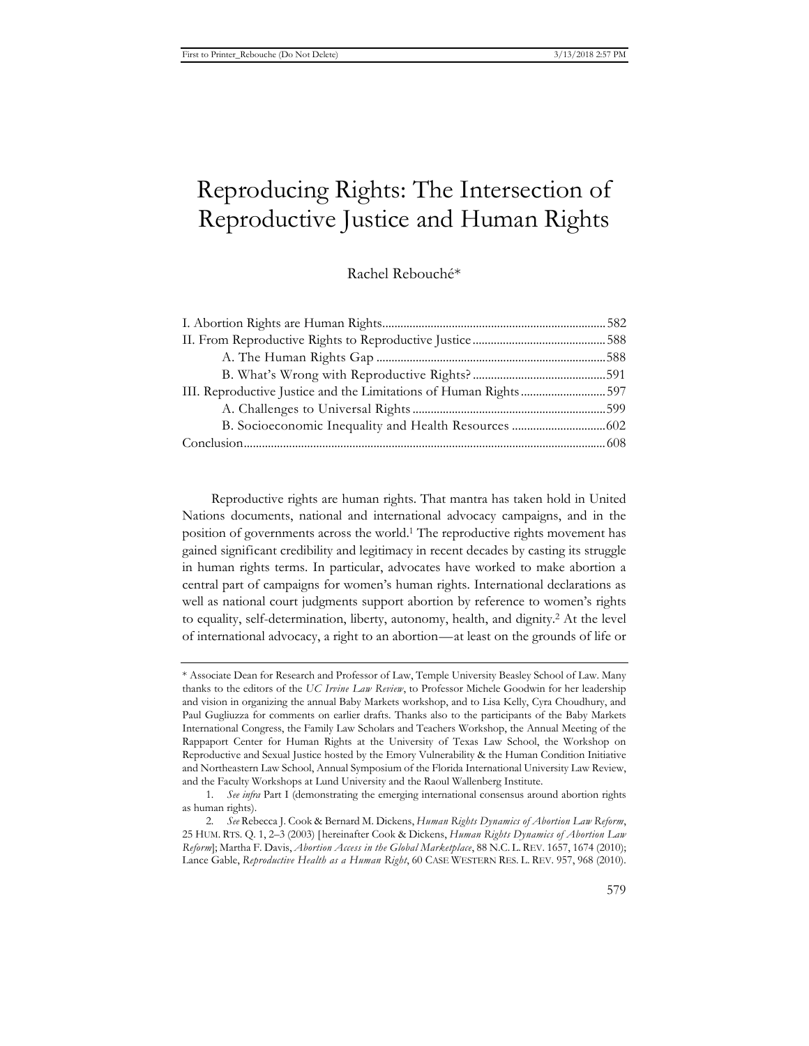# Reproducing Rights: The Intersection of Reproductive Justice and Human Rights

Rachel Rebouché*

I. Abortion Rights are Human Rights ......... 582
II. From Reproductive Rights to Reproductive Justice ......... 588
  A. The Human Rights Gap ......... 588
  B. What's Wrong with Reproductive Rights? ......... 591
III. Reproductive Justice and the Limitations of Human Rights ......... 597
  A. Challenges to Universal Rights ......... 599
  B. Socioeconomic Inequality and Health Resources ......... 602
Conclusion ......... 608

Reproductive rights are human rights. That mantra has taken hold in United Nations documents, national and international advocacy campaigns, and in the position of governments across the world.[1] The reproductive rights movement has gained significant credibility and legitimacy in recent decades by casting its struggle in human rights terms. In particular, advocates have worked to make abortion a central part of campaigns for women's human rights. International declarations as well as national court judgments support abortion by reference to women's rights to equality, self-determination, liberty, autonomy, health, and dignity.[2] At the level of international advocacy, a right to an abortion—at least on the grounds of life or

---

\* Associate Dean for Research and Professor of Law, Temple University Beasley School of Law. Many thanks to the editors of the *UC Irvine Law Review*, to Professor Michele Goodwin for her leadership and vision in organizing the annual Baby Markets workshop, and to Lisa Kelly, Cyra Choudhury, and Paul Gugliuzza for comments on earlier drafts. Thanks also to the participants of the Baby Markets International Congress, the Family Law Scholars and Teachers Workshop, the Annual Meeting of the Rappaport Center for Human Rights at the University of Texas Law School, the Workshop on Reproductive and Sexual Justice hosted by the Emory Vulnerability & the Human Condition Initiative and Northeastern Law School, Annual Symposium of the Florida International University Law Review, and the Faculty Workshops at Lund University and the Raoul Wallenberg Institute.

1. *See infra* Part I (demonstrating the emerging international consensus around abortion rights as human rights).

2. *See* Rebecca J. Cook & Bernard M. Dickens, *Human Rights Dynamics of Abortion Law Reform*, 25 HUM. RTS. Q. 1, 2–3 (2003) [hereinafter Cook & Dickens, *Human Rights Dynamics of Abortion Law Reform*]; Martha F. Davis, *Abortion Access in the Global Marketplace*, 88 N.C. L. REV. 1657, 1674 (2010); Lance Gable, *Reproductive Health as a Human Right*, 60 CASE WESTERN RES. L. REV. 957, 968 (2010).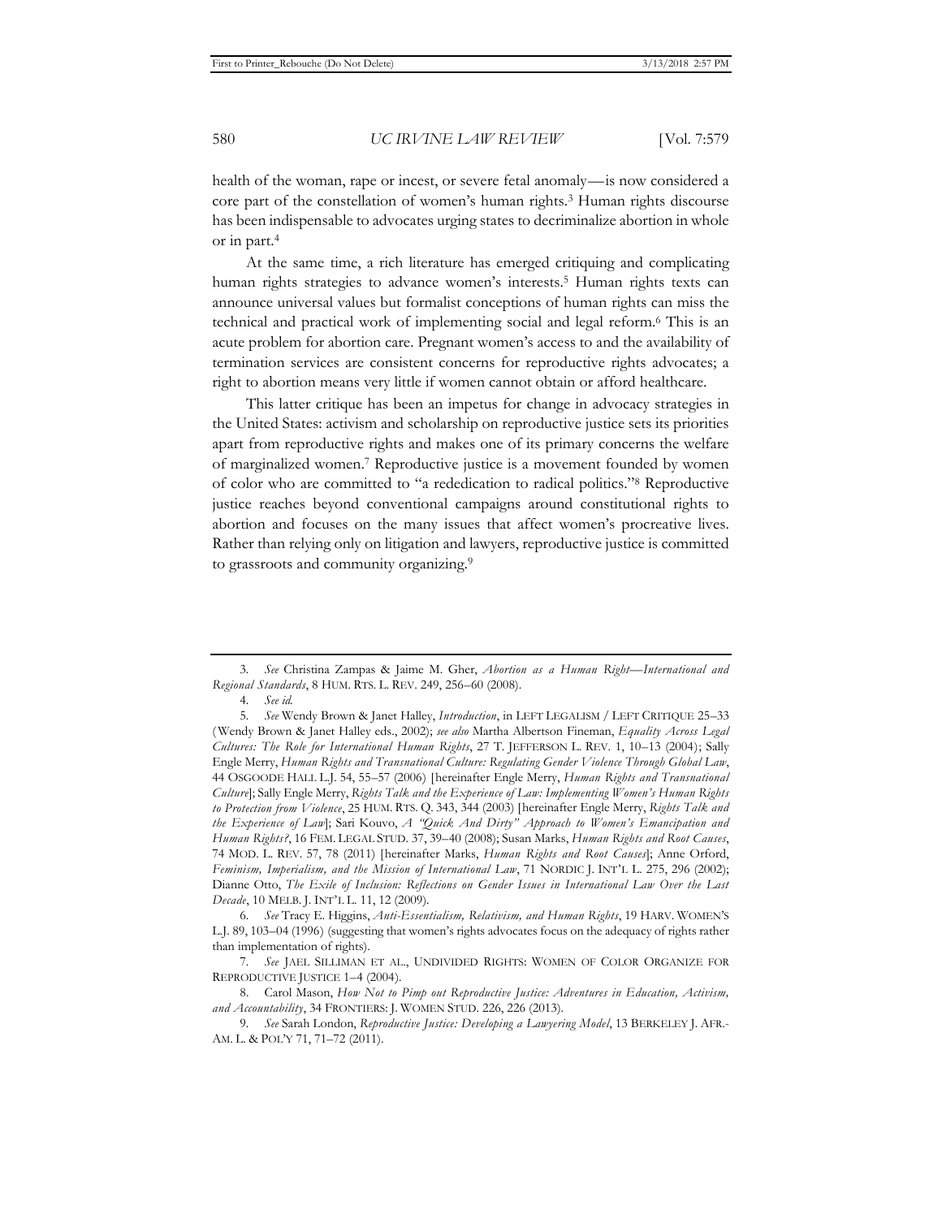health of the woman, rape or incest, or severe fetal anomaly—is now considered a core part of the constellation of women's human rights.[3] Human rights discourse has been indispensable to advocates urging states to decriminalize abortion in whole or in part.[4]

At the same time, a rich literature has emerged critiquing and complicating human rights strategies to advance women's interests.[5] Human rights texts can announce universal values but formalist conceptions of human rights can miss the technical and practical work of implementing social and legal reform.[6] This is an acute problem for abortion care. Pregnant women's access to and the availability of termination services are consistent concerns for reproductive rights advocates; a right to abortion means very little if women cannot obtain or afford healthcare.

This latter critique has been an impetus for change in advocacy strategies in the United States: activism and scholarship on reproductive justice sets its priorities apart from reproductive rights and makes one of its primary concerns the welfare of marginalized women.[7] Reproductive justice is a movement founded by women of color who are committed to "a rededication to radical politics."[8] Reproductive justice reaches beyond conventional campaigns around constitutional rights to abortion and focuses on the many issues that affect women's procreative lives. Rather than relying only on litigation and lawyers, reproductive justice is committed to grassroots and community organizing.[9]

---

3. *See* Christina Zampas & Jaime M. Gher, *Abortion as a Human Right—International and Regional Standards*, 8 HUM. RTS. L. REV. 249, 256–60 (2008).

4. *See id.*

5. *See* Wendy Brown & Janet Halley, *Introduction*, in LEFT LEGALISM / LEFT CRITIQUE 25–33 (Wendy Brown & Janet Halley eds., 2002); *see also* Martha Albertson Fineman, *Equality Across Legal Cultures: The Role for International Human Rights*, 27 T. JEFFERSON L. REV. 1, 10–13 (2004); Sally Engle Merry, *Human Rights and Transnational Culture: Regulating Gender Violence Through Global Law*, 44 OSGOODE HALL L.J. 54, 55–57 (2006) [hereinafter Engle Merry, *Human Rights and Transnational Culture*]; Sally Engle Merry, *Rights Talk and the Experience of Law: Implementing Women's Human Rights to Protection from Violence*, 25 HUM. RTS. Q. 343, 344 (2003) [hereinafter Engle Merry, *Rights Talk and the Experience of Law*]; Sari Kouvo, *A "Quick And Dirty" Approach to Women's Emancipation and Human Rights?*, 16 FEM. LEGAL STUD. 37, 39–40 (2008); Susan Marks, *Human Rights and Root Causes*, 74 MOD. L. REV. 57, 78 (2011) [hereinafter Marks, *Human Rights and Root Causes*]; Anne Orford, *Feminism, Imperialism, and the Mission of International Law*, 71 NORDIC J. INT'L L. 275, 296 (2002); Dianne Otto, *The Exile of Inclusion: Reflections on Gender Issues in International Law Over the Last Decade*, 10 MELB. J. INT'L L. 11, 12 (2009).

6. *See* Tracy E. Higgins, *Anti-Essentialism, Relativism, and Human Rights*, 19 HARV. WOMEN'S L.J. 89, 103–04 (1996) (suggesting that women's rights advocates focus on the adequacy of rights rather than implementation of rights).

7. *See* JAEL SILLIMAN ET AL., UNDIVIDED RIGHTS: WOMEN OF COLOR ORGANIZE FOR REPRODUCTIVE JUSTICE 1–4 (2004).

8. Carol Mason, *How Not to Pimp out Reproductive Justice: Adventures in Education, Activism, and Accountability*, 34 FRONTIERS: J. WOMEN STUD. 226, 226 (2013).

9. *See* Sarah London, *Reproductive Justice: Developing a Lawyering Model*, 13 BERKELEY J. AFR.-AM. L. & POL'Y 71, 71–72 (2011).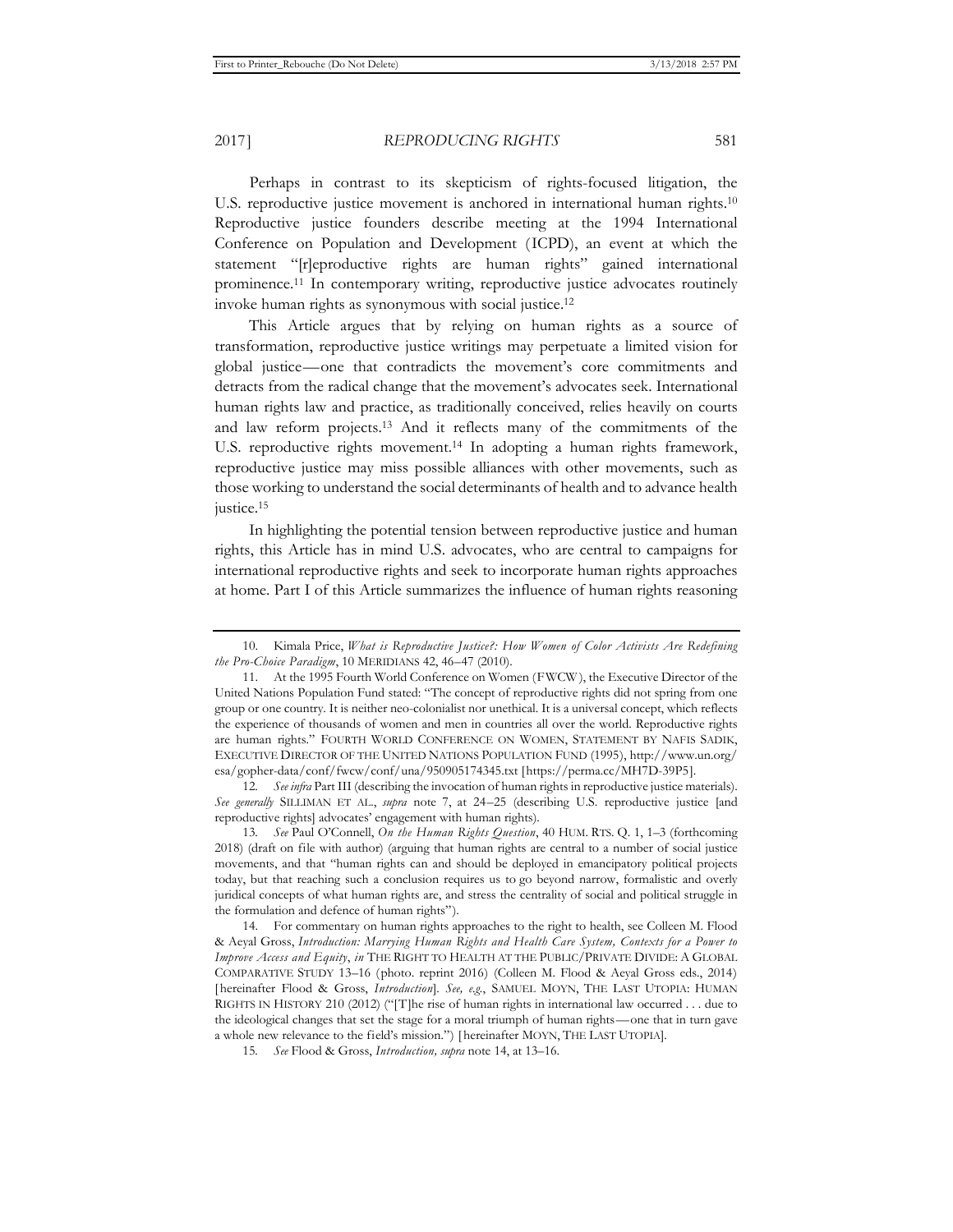Perhaps in contrast to its skepticism of rights-focused litigation, the U.S. reproductive justice movement is anchored in international human rights.[10] Reproductive justice founders describe meeting at the 1994 International Conference on Population and Development (ICPD), an event at which the statement "[r]eproductive rights are human rights" gained international prominence.[11] In contemporary writing, reproductive justice advocates routinely invoke human rights as synonymous with social justice.[12]

This Article argues that by relying on human rights as a source of transformation, reproductive justice writings may perpetuate a limited vision for global justice—one that contradicts the movement's core commitments and detracts from the radical change that the movement's advocates seek. International human rights law and practice, as traditionally conceived, relies heavily on courts and law reform projects.[13] And it reflects many of the commitments of the U.S. reproductive rights movement.[14] In adopting a human rights framework, reproductive justice may miss possible alliances with other movements, such as those working to understand the social determinants of health and to advance health justice.[15]

In highlighting the potential tension between reproductive justice and human rights, this Article has in mind U.S. advocates, who are central to campaigns for international reproductive rights and seek to incorporate human rights approaches at home. Part I of this Article summarizes the influence of human rights reasoning

---

10. Kimala Price, *What is Reproductive Justice?: How Women of Color Activists Are Redefining the Pro-Choice Paradigm*, 10 MERIDIANS 42, 46–47 (2010).

11. At the 1995 Fourth World Conference on Women (FWCW), the Executive Director of the United Nations Population Fund stated: "The concept of reproductive rights did not spring from one group or one country. It is neither neo-colonialist nor unethical. It is a universal concept, which reflects the experience of thousands of women and men in countries all over the world. Reproductive rights are human rights." FOURTH WORLD CONFERENCE ON WOMEN, STATEMENT BY NAFIS SADIK, EXECUTIVE DIRECTOR OF THE UNITED NATIONS POPULATION FUND (1995), http://www.un.org/esa/gopher-data/conf/fwcw/conf/una/950905174345.txt [https://perma.cc/MH7D-39P5].

12. *See infra* Part III (describing the invocation of human rights in reproductive justice materials). *See generally* SILLIMAN ET AL., *supra* note 7, at 24–25 (describing U.S. reproductive justice [and reproductive rights] advocates' engagement with human rights).

13. *See* Paul O'Connell, *On the Human Rights Question*, 40 HUM. RTS. Q. 1, 1–3 (forthcoming 2018) (draft on file with author) (arguing that human rights are central to a number of social justice movements, and that "human rights can and should be deployed in emancipatory political projects today, but that reaching such a conclusion requires us to go beyond narrow, formalistic and overly juridical concepts of what human rights are, and stress the centrality of social and political struggle in the formulation and defence of human rights").

14. For commentary on human rights approaches to the right to health, see Colleen M. Flood & Aeyal Gross, *Introduction: Marrying Human Rights and Health Care System, Contexts for a Power to Improve Access and Equity*, *in* THE RIGHT TO HEALTH AT THE PUBLIC/PRIVATE DIVIDE: A GLOBAL COMPARATIVE STUDY 13–16 (photo. reprint 2016) (Colleen M. Flood & Aeyal Gross eds., 2014) [hereinafter Flood & Gross, *Introduction*]. *See, e.g.*, SAMUEL MOYN, THE LAST UTOPIA: HUMAN RIGHTS IN HISTORY 210 (2012) ("[T]he rise of human rights in international law occurred . . . due to the ideological changes that set the stage for a moral triumph of human rights—one that in turn gave a whole new relevance to the field's mission.") [hereinafter MOYN, THE LAST UTOPIA].

15. *See* Flood & Gross, *Introduction*, *supra* note 14, at 13–16.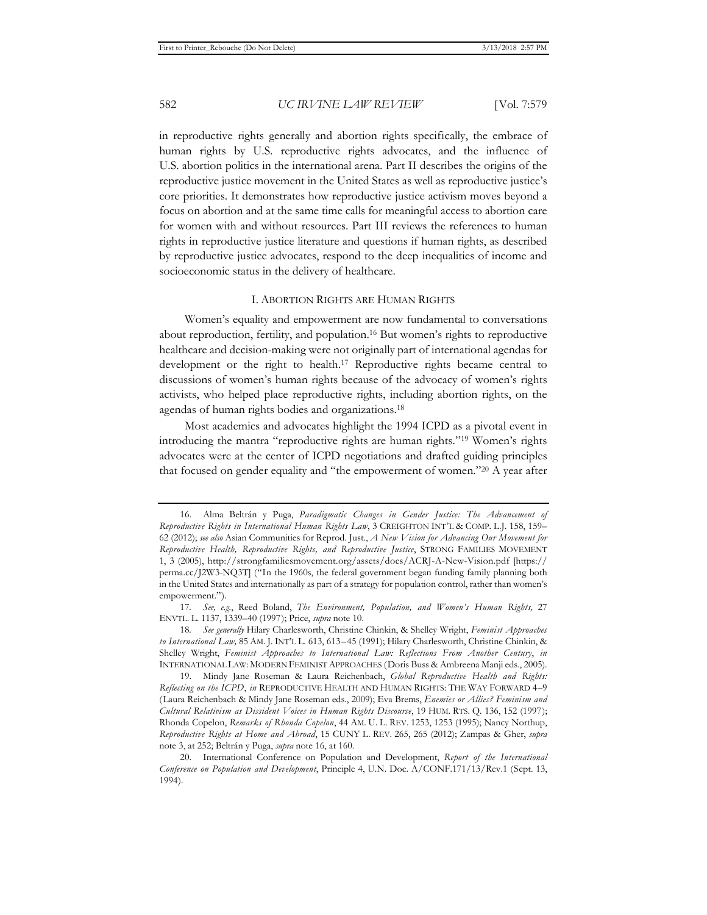in reproductive rights generally and abortion rights specifically, the embrace of human rights by U.S. reproductive rights advocates, and the influence of U.S. abortion politics in the international arena. Part II describes the origins of the reproductive justice movement in the United States as well as reproductive justice's core priorities. It demonstrates how reproductive justice activism moves beyond a focus on abortion and at the same time calls for meaningful access to abortion care for women with and without resources. Part III reviews the references to human rights in reproductive justice literature and questions if human rights, as described by reproductive justice advocates, respond to the deep inequalities of income and socioeconomic status in the delivery of healthcare.

## I. ABORTION RIGHTS ARE HUMAN RIGHTS

Women's equality and empowerment are now fundamental to conversations about reproduction, fertility, and population.[16] But women's rights to reproductive healthcare and decision-making were not originally part of international agendas for development or the right to health.[17] Reproductive rights became central to discussions of women's human rights because of the advocacy of women's rights activists, who helped place reproductive rights, including abortion rights, on the agendas of human rights bodies and organizations.[18]

Most academics and advocates highlight the 1994 ICPD as a pivotal event in introducing the mantra "reproductive rights are human rights."[19] Women's rights advocates were at the center of ICPD negotiations and drafted guiding principles that focused on gender equality and "the empowerment of women."[20] A year after

---

16. Alma Beltrán y Puga, *Paradigmatic Changes in Gender Justice: The Advancement of Reproductive Rights in International Human Rights Law*, 3 CREIGHTON INT'L & COMP. L.J. 158, 159–62 (2012); *see also* Asian Communities for Reprod. Just., *A New Vision for Advancing Our Movement for Reproductive Health, Reproductive Rights, and Reproductive Justice*, STRONG FAMILIES MOVEMENT 1, 3 (2005), http://strongfamiliesmovement.org/assets/docs/ACRJ-A-New-Vision.pdf [https://perma.cc/J2W3-NQ3T] ("In the 1960s, the federal government began funding family planning both in the United States and internationally as part of a strategy for population control, rather than women's empowerment.").

17. *See, e.g.*, Reed Boland, *The Environment, Population, and Women's Human Rights,* 27 ENVTL. L. 1137, 1339–40 (1997); Price, *supra* note 10.

18. *See generally* Hilary Charlesworth, Christine Chinkin, & Shelley Wright, *Feminist Approaches to International Law,* 85 AM. J. INT'L L. 613, 613–45 (1991); Hilary Charlesworth, Christine Chinkin, & Shelley Wright, *Feminist Approaches to International Law: Reflections From Another Century*, *in* INTERNATIONAL LAW: MODERN FEMINIST APPROACHES (Doris Buss & Ambreena Manji eds., 2005).

19. Mindy Jane Roseman & Laura Reichenbach, *Global Reproductive Health and Rights: Reflecting on the ICPD*, *in* REPRODUCTIVE HEALTH AND HUMAN RIGHTS: THE WAY FORWARD 4–9 (Laura Reichenbach & Mindy Jane Roseman eds., 2009); Eva Brems, *Enemies or Allies? Feminism and Cultural Relativism as Dissident Voices in Human Rights Discourse*, 19 HUM. RTS. Q. 136, 152 (1997); Rhonda Copelon, *Remarks of Rhonda Copelon*, 44 AM. U. L. REV. 1253, 1253 (1995); Nancy Northup, *Reproductive Rights at Home and Abroad*, 15 CUNY L. REV. 265, 265 (2012); Zampas & Gher, *supra* note 3, at 252; Beltrán y Puga, *supra* note 16, at 160.

20. International Conference on Population and Development, *Report of the International Conference on Population and Development*, Principle 4, U.N. Doc. A/CONF.171/13/Rev.1 (Sept. 13, 1994).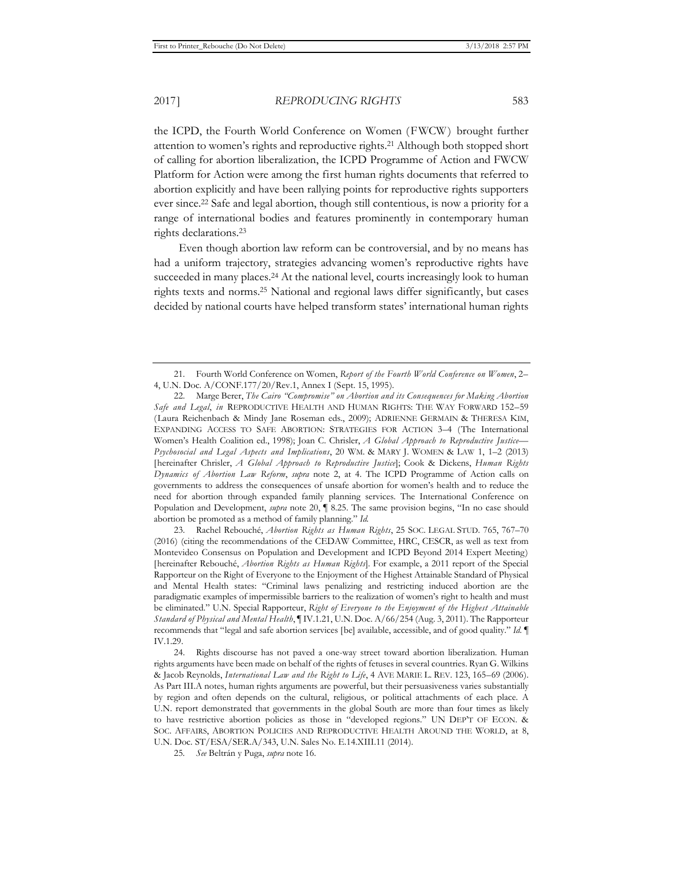the ICPD, the Fourth World Conference on Women (FWCW) brought further attention to women's rights and reproductive rights.[21] Although both stopped short of calling for abortion liberalization, the ICPD Programme of Action and FWCW Platform for Action were among the first human rights documents that referred to abortion explicitly and have been rallying points for reproductive rights supporters ever since.[22] Safe and legal abortion, though still contentious, is now a priority for a range of international bodies and features prominently in contemporary human rights declarations.[23]

Even though abortion law reform can be controversial, and by no means has had a uniform trajectory, strategies advancing women's reproductive rights have succeeded in many places.[24] At the national level, courts increasingly look to human rights texts and norms.[25] National and regional laws differ significantly, but cases decided by national courts have helped transform states' international human rights

---

21. Fourth World Conference on Women, *Report of the Fourth World Conference on Women*, 2–4, U.N. Doc. A/CONF.177/20/Rev.1, Annex I (Sept. 15, 1995).

22. Marge Berer, *The Cairo "Compromise" on Abortion and its Consequences for Making Abortion Safe and Legal*, *in* REPRODUCTIVE HEALTH AND HUMAN RIGHTS: THE WAY FORWARD 152–59 (Laura Reichenbach & Mindy Jane Roseman eds., 2009); ADRIENNE GERMAIN & THERESA KIM, EXPANDING ACCESS TO SAFE ABORTION: STRATEGIES FOR ACTION 3–4 (The International Women's Health Coalition ed., 1998); Joan C. Chrisler, *A Global Approach to Reproductive Justice—Psychosocial and Legal Aspects and Implications*, 20 WM. & MARY J. WOMEN & LAW 1, 1–2 (2013) [hereinafter Chrisler, *A Global Approach to Reproductive Justice*]; Cook & Dickens, *Human Rights Dynamics of Abortion Law Reform*, *supra* note 2, at 4. The ICPD Programme of Action calls on governments to address the consequences of unsafe abortion for women's health and to reduce the need for abortion through expanded family planning services. The International Conference on Population and Development, *supra* note 20, ¶ 8.25. The same provision begins, "In no case should abortion be promoted as a method of family planning." *Id.*

23. Rachel Rebouché, *Abortion Rights as Human Rights*, 25 SOC. LEGAL STUD. 765, 767–70 (2016) (citing the recommendations of the CEDAW Committee, HRC, CESCR, as well as text from Montevideo Consensus on Population and Development and ICPD Beyond 2014 Expert Meeting) [hereinafter Rebouché, *Abortion Rights as Human Rights*]. For example, a 2011 report of the Special Rapporteur on the Right of Everyone to the Enjoyment of the Highest Attainable Standard of Physical and Mental Health states: "Criminal laws penalizing and restricting induced abortion are the paradigmatic examples of impermissible barriers to the realization of women's right to health and must be eliminated." U.N. Special Rapporteur, *Right of Everyone to the Enjoyment of the Highest Attainable Standard of Physical and Mental Health*, ¶ IV.1.21, U.N. Doc. A/66/254 (Aug. 3, 2011). The Rapporteur recommends that "legal and safe abortion services [be] available, accessible, and of good quality." *Id.* ¶ IV.1.29.

24. Rights discourse has not paved a one-way street toward abortion liberalization. Human rights arguments have been made on behalf of the rights of fetuses in several countries. Ryan G. Wilkins & Jacob Reynolds, *International Law and the Right to Life*, 4 AVE MARIE L. REV. 123, 165–69 (2006). As Part III.A notes, human rights arguments are powerful, but their persuasiveness varies substantially by region and often depends on the cultural, religious, or political attachments of each place. A U.N. report demonstrated that governments in the global South are more than four times as likely to have restrictive abortion policies as those in "developed regions." UN DEP'T OF ECON. & SOC. AFFAIRS, ABORTION POLICIES AND REPRODUCTIVE HEALTH AROUND THE WORLD, at 8, U.N. Doc. ST/ESA/SER.A/343, U.N. Sales No. E.14.XIII.11 (2014).

25. *See* Beltrán y Puga, *supra* note 16.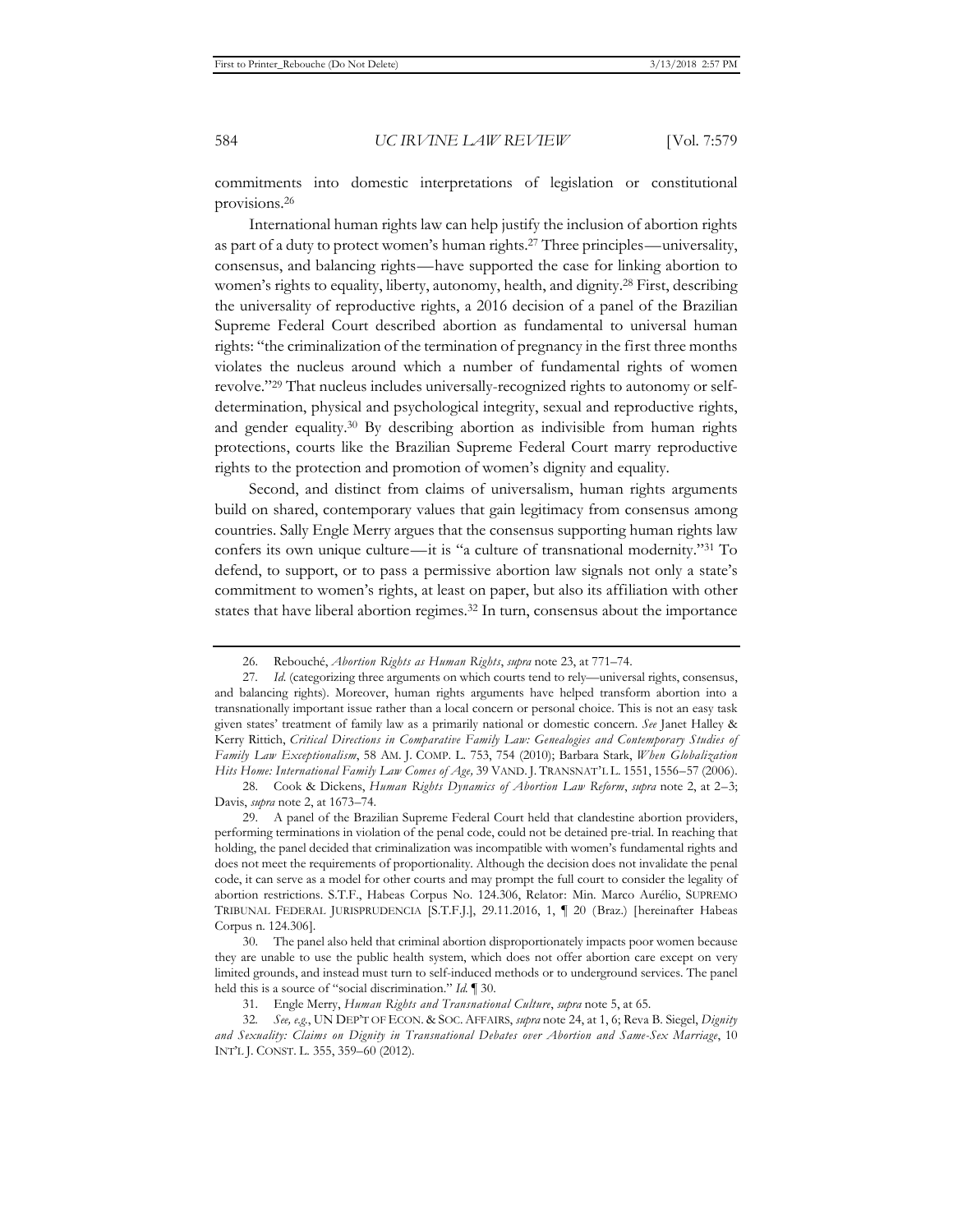commitments into domestic interpretations of legislation or constitutional provisions.[26]

International human rights law can help justify the inclusion of abortion rights as part of a duty to protect women's human rights.[27] Three principles—universality, consensus, and balancing rights—have supported the case for linking abortion to women's rights to equality, liberty, autonomy, health, and dignity.[28] First, describing the universality of reproductive rights, a 2016 decision of a panel of the Brazilian Supreme Federal Court described abortion as fundamental to universal human rights: "the criminalization of the termination of pregnancy in the first three months violates the nucleus around which a number of fundamental rights of women revolve."[29] That nucleus includes universally-recognized rights to autonomy or self-determination, physical and psychological integrity, sexual and reproductive rights, and gender equality.[30] By describing abortion as indivisible from human rights protections, courts like the Brazilian Supreme Federal Court marry reproductive rights to the protection and promotion of women's dignity and equality.

Second, and distinct from claims of universalism, human rights arguments build on shared, contemporary values that gain legitimacy from consensus among countries. Sally Engle Merry argues that the consensus supporting human rights law confers its own unique culture—it is "a culture of transnational modernity."[31] To defend, to support, or to pass a permissive abortion law signals not only a state's commitment to women's rights, at least on paper, but also its affiliation with other states that have liberal abortion regimes.[32] In turn, consensus about the importance

---

26. Rebouché, *Abortion Rights as Human Rights*, *supra* note 23, at 771–74.

27. *Id.* (categorizing three arguments on which courts tend to rely—universal rights, consensus, and balancing rights). Moreover, human rights arguments have helped transform abortion into a transnationally important issue rather than a local concern or personal choice. This is not an easy task given states' treatment of family law as a primarily national or domestic concern. *See* Janet Halley & Kerry Rittich, *Critical Directions in Comparative Family Law: Genealogies and Contemporary Studies of Family Law Exceptionalism*, 58 AM. J. COMP. L. 753, 754 (2010); Barbara Stark, *When Globalization Hits Home: International Family Law Comes of Age*, 39 VAND. J. TRANSNAT'L L. 1551, 1556–57 (2006).

28. Cook & Dickens, *Human Rights Dynamics of Abortion Law Reform*, *supra* note 2, at 2–3; Davis, *supra* note 2, at 1673–74.

29. A panel of the Brazilian Supreme Federal Court held that clandestine abortion providers, performing terminations in violation of the penal code, could not be detained pre-trial. In reaching that holding, the panel decided that criminalization was incompatible with women's fundamental rights and does not meet the requirements of proportionality. Although the decision does not invalidate the penal code, it can serve as a model for other courts and may prompt the full court to consider the legality of abortion restrictions. S.T.F., Habeas Corpus No. 124.306, Relator: Min. Marco Aurélio, SUPREMO TRIBUNAL FEDERAL JURISPRUDENCIA [S.T.F.J.], 29.11.2016, 1, ¶ 20 (Braz.) [hereinafter Habeas Corpus n. 124.306].

30. The panel also held that criminal abortion disproportionately impacts poor women because they are unable to use the public health system, which does not offer abortion care except on very limited grounds, and instead must turn to self-induced methods or to underground services. The panel held this is a source of "social discrimination." *Id.* ¶ 30.

31. Engle Merry, *Human Rights and Transnational Culture*, *supra* note 5, at 65.

32. *See, e.g.*, UN DEP'T OF ECON. & SOC. AFFAIRS, *supra* note 24, at 1, 6; Reva B. Siegel, *Dignity and Sexuality: Claims on Dignity in Transnational Debates over Abortion and Same-Sex Marriage*, 10 INT'L J. CONST. L. 355, 359–60 (2012).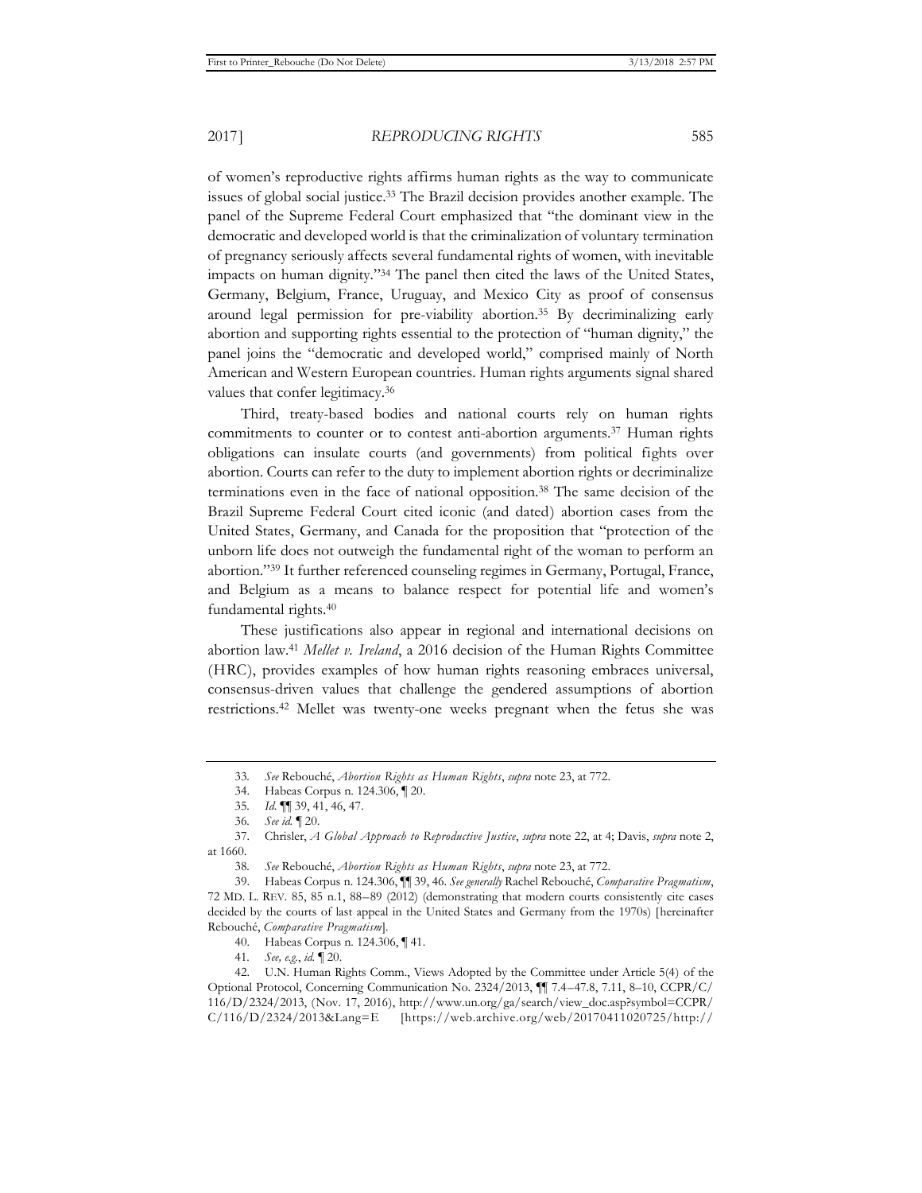of women's reproductive rights affirms human rights as the way to communicate issues of global social justice.[33] The Brazil decision provides another example. The panel of the Supreme Federal Court emphasized that "the dominant view in the democratic and developed world is that the criminalization of voluntary termination of pregnancy seriously affects several fundamental rights of women, with inevitable impacts on human dignity."[34] The panel then cited the laws of the United States, Germany, Belgium, France, Uruguay, and Mexico City as proof of consensus around legal permission for pre-viability abortion.[35] By decriminalizing early abortion and supporting rights essential to the protection of "human dignity," the panel joins the "democratic and developed world," comprised mainly of North American and Western European countries. Human rights arguments signal shared values that confer legitimacy.[36]

Third, treaty-based bodies and national courts rely on human rights commitments to counter or to contest anti-abortion arguments.[37] Human rights obligations can insulate courts (and governments) from political fights over abortion. Courts can refer to the duty to implement abortion rights or decriminalize terminations even in the face of national opposition.[38] The same decision of the Brazil Supreme Federal Court cited iconic (and dated) abortion cases from the United States, Germany, and Canada for the proposition that "protection of the unborn life does not outweigh the fundamental right of the woman to perform an abortion."[39] It further referenced counseling regimes in Germany, Portugal, France, and Belgium as a means to balance respect for potential life and women's fundamental rights.[40]

These justifications also appear in regional and international decisions on abortion law.[41] *Mellet v. Ireland*, a 2016 decision of the Human Rights Committee (HRC), provides examples of how human rights reasoning embraces universal, consensus-driven values that challenge the gendered assumptions of abortion restrictions.[42] Mellet was twenty-one weeks pregnant when the fetus she was

---

33. *See* Rebouché, *Abortion Rights as Human Rights*, *supra* note 23, at 772.

34. Habeas Corpus n. 124.306, ¶ 20.

35. *Id.* ¶¶ 39, 41, 46, 47.

36. *See id.* ¶ 20.

37. Chrisler, *A Global Approach to Reproductive Justice*, *supra* note 22, at 4; Davis, *supra* note 2, at 1660.

38. *See* Rebouché, *Abortion Rights as Human Rights*, *supra* note 23, at 772.

39. Habeas Corpus n. 124.306, ¶¶ 39, 46. *See generally* Rachel Rebouché, *Comparative Pragmatism*, 72 MD. L. REV. 85, 85 n.1, 88–89 (2012) (demonstrating that modern courts consistently cite cases decided by the courts of last appeal in the United States and Germany from the 1970s) [hereinafter Rebouché, *Comparative Pragmatism*].

40. Habeas Corpus n. 124.306, ¶ 41.

41. *See, e.g.*, *id.* ¶ 20.

42. U.N. Human Rights Comm., Views Adopted by the Committee under Article 5(4) of the Optional Protocol, Concerning Communication No. 2324/2013, ¶¶ 7.4–47.8, 7.11, 8–10, CCPR/C/116/D/2324/2013, (Nov. 17, 2016), http://www.un.org/ga/search/view_doc.asp?symbol=CCPR/C/116/D/2324/2013&Lang=E [https://web.archive.org/web/20170411020725/http://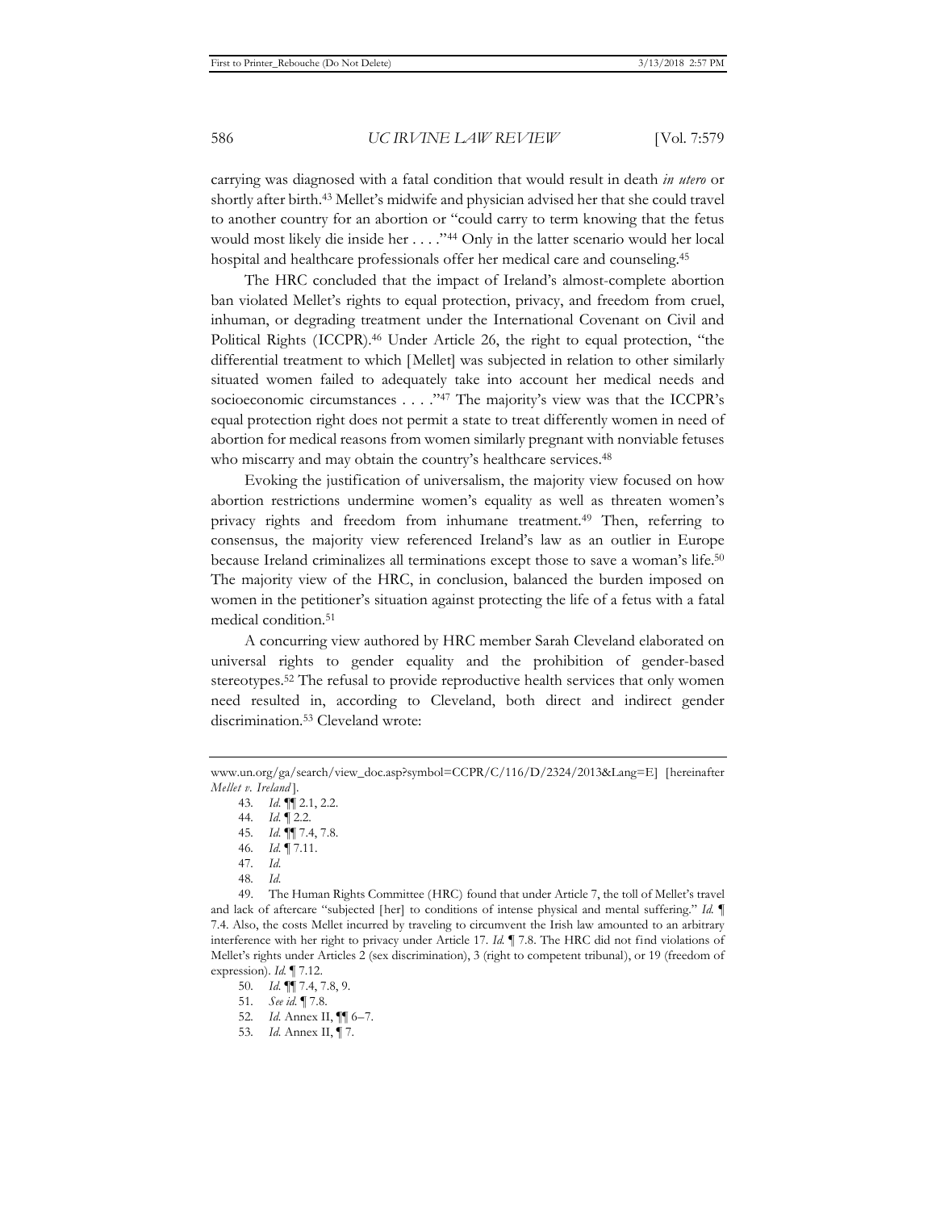carrying was diagnosed with a fatal condition that would result in death *in utero* or shortly after birth.[43] Mellet's midwife and physician advised her that she could travel to another country for an abortion or "could carry to term knowing that the fetus would most likely die inside her . . . ."[44] Only in the latter scenario would her local hospital and healthcare professionals offer her medical care and counseling.[45]

The HRC concluded that the impact of Ireland's almost-complete abortion ban violated Mellet's rights to equal protection, privacy, and freedom from cruel, inhuman, or degrading treatment under the International Covenant on Civil and Political Rights (ICCPR).[46] Under Article 26, the right to equal protection, "the differential treatment to which [Mellet] was subjected in relation to other similarly situated women failed to adequately take into account her medical needs and socioeconomic circumstances . . . ."[47] The majority's view was that the ICCPR's equal protection right does not permit a state to treat differently women in need of abortion for medical reasons from women similarly pregnant with nonviable fetuses who miscarry and may obtain the country's healthcare services.[48]

Evoking the justification of universalism, the majority view focused on how abortion restrictions undermine women's equality as well as threaten women's privacy rights and freedom from inhumane treatment.[49] Then, referring to consensus, the majority view referenced Ireland's law as an outlier in Europe because Ireland criminalizes all terminations except those to save a woman's life.[50] The majority view of the HRC, in conclusion, balanced the burden imposed on women in the petitioner's situation against protecting the life of a fetus with a fatal medical condition.[51]

A concurring view authored by HRC member Sarah Cleveland elaborated on universal rights to gender equality and the prohibition of gender-based stereotypes.[52] The refusal to provide reproductive health services that only women need resulted in, according to Cleveland, both direct and indirect gender discrimination.[53] Cleveland wrote:

---

www.un.org/ga/search/view_doc.asp?symbol=CCPR/C/116/D/2324/2013&Lang=E] [hereinafter *Mellet v. Ireland*].

43. *Id.* ¶¶ 2.1, 2.2.

44. *Id.* ¶ 2.2.

45. *Id.* ¶¶ 7.4, 7.8.

46. *Id.* ¶ 7.11.

47. *Id.*

48. *Id.*

49. The Human Rights Committee (HRC) found that under Article 7, the toll of Mellet's travel and lack of aftercare "subjected [her] to conditions of intense physical and mental suffering." *Id.* ¶ 7.4. Also, the costs Mellet incurred by traveling to circumvent the Irish law amounted to an arbitrary interference with her right to privacy under Article 17. *Id.* ¶ 7.8. The HRC did not find violations of Mellet's rights under Articles 2 (sex discrimination), 3 (right to competent tribunal), or 19 (freedom of expression). *Id.* ¶ 7.12.

50. *Id.* ¶¶ 7.4, 7.8, 9.

51. *See id.* ¶ 7.8.

52. *Id.* Annex II, ¶¶ 6–7.

53. *Id.* Annex II, ¶ 7.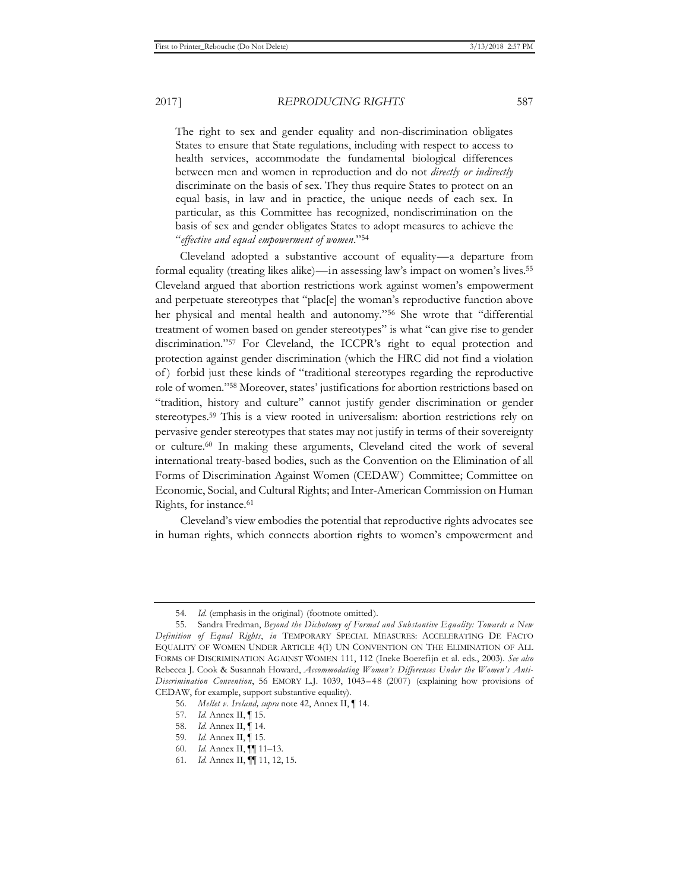> The right to sex and gender equality and non-discrimination obligates States to ensure that State regulations, including with respect to access to health services, accommodate the fundamental biological differences between men and women in reproduction and do not *directly or indirectly* discriminate on the basis of sex. They thus require States to protect on an equal basis, in law and in practice, the unique needs of each sex. In particular, as this Committee has recognized, nondiscrimination on the basis of sex and gender obligates States to adopt measures to achieve the "*effective and equal empowerment of women*."[54]

Cleveland adopted a substantive account of equality—a departure from formal equality (treating likes alike)—in assessing law's impact on women's lives.[55] Cleveland argued that abortion restrictions work against women's empowerment and perpetuate stereotypes that "plac[e] the woman's reproductive function above her physical and mental health and autonomy."[56] She wrote that "differential treatment of women based on gender stereotypes" is what "can give rise to gender discrimination."[57] For Cleveland, the ICCPR's right to equal protection and protection against gender discrimination (which the HRC did not find a violation of) forbid just these kinds of "traditional stereotypes regarding the reproductive role of women."[58] Moreover, states' justifications for abortion restrictions based on "tradition, history and culture" cannot justify gender discrimination or gender stereotypes.[59] This is a view rooted in universalism: abortion restrictions rely on pervasive gender stereotypes that states may not justify in terms of their sovereignty or culture.[60] In making these arguments, Cleveland cited the work of several international treaty-based bodies, such as the Convention on the Elimination of all Forms of Discrimination Against Women (CEDAW) Committee; Committee on Economic, Social, and Cultural Rights; and Inter-American Commission on Human Rights, for instance.[61]

Cleveland's view embodies the potential that reproductive rights advocates see in human rights, which connects abortion rights to women's empowerment and

---

54. *Id.* (emphasis in the original) (footnote omitted).

55. Sandra Fredman, *Beyond the Dichotomy of Formal and Substantive Equality: Towards a New Definition of Equal Rights*, *in* TEMPORARY SPECIAL MEASURES: ACCELERATING DE FACTO EQUALITY OF WOMEN UNDER ARTICLE 4(1) UN CONVENTION ON THE ELIMINATION OF ALL FORMS OF DISCRIMINATION AGAINST WOMEN 111, 112 (Ineke Boerefijn et al. eds., 2003). *See also* Rebecca J. Cook & Susannah Howard, *Accommodating Women's Differences Under the Women's Anti-Discrimination Convention*, 56 EMORY L.J. 1039, 1043–48 (2007) (explaining how provisions of CEDAW, for example, support substantive equality).

56. *Mellet v. Ireland, supra* note 42, Annex II, ¶ 14.

57. *Id.* Annex II, ¶ 15.

58. *Id.* Annex II, ¶ 14.

59. *Id.* Annex II, ¶ 15.

60. *Id.* Annex II, ¶¶ 11–13.

61. *Id.* Annex II, ¶¶ 11, 12, 15.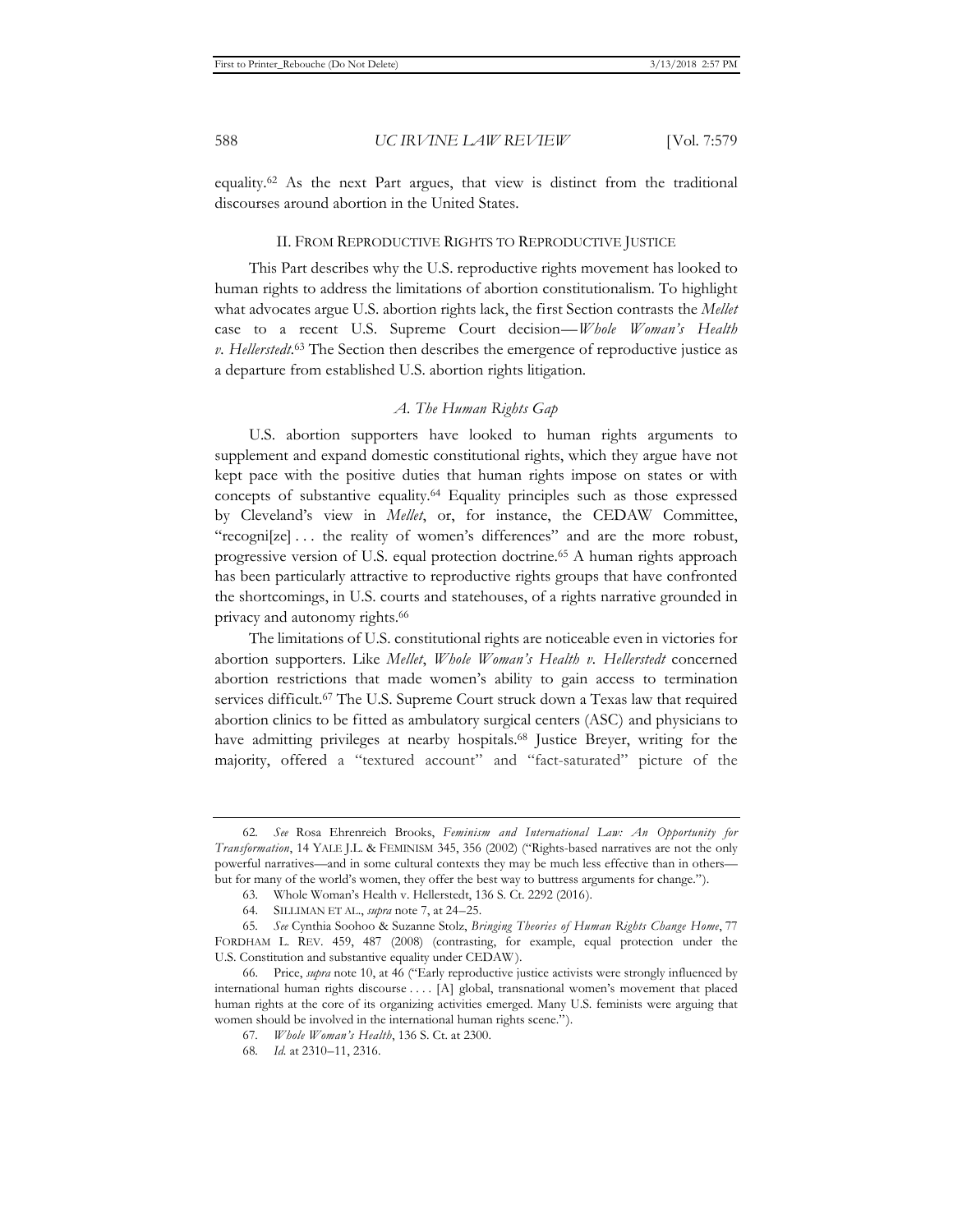equality.[62] As the next Part argues, that view is distinct from the traditional discourses around abortion in the United States.

## II. FROM REPRODUCTIVE RIGHTS TO REPRODUCTIVE JUSTICE

This Part describes why the U.S. reproductive rights movement has looked to human rights to address the limitations of abortion constitutionalism. To highlight what advocates argue U.S. abortion rights lack, the first Section contrasts the *Mellet* case to a recent U.S. Supreme Court decision—*Whole Woman's Health v. Hellerstedt*.[63] The Section then describes the emergence of reproductive justice as a departure from established U.S. abortion rights litigation.

### *A. The Human Rights Gap*

U.S. abortion supporters have looked to human rights arguments to supplement and expand domestic constitutional rights, which they argue have not kept pace with the positive duties that human rights impose on states or with concepts of substantive equality.[64] Equality principles such as those expressed by Cleveland's view in *Mellet*, or, for instance, the CEDAW Committee, "recogni[ze] . . . the reality of women's differences" and are the more robust, progressive version of U.S. equal protection doctrine.[65] A human rights approach has been particularly attractive to reproductive rights groups that have confronted the shortcomings, in U.S. courts and statehouses, of a rights narrative grounded in privacy and autonomy rights.[66]

The limitations of U.S. constitutional rights are noticeable even in victories for abortion supporters. Like *Mellet*, *Whole Woman's Health v. Hellerstedt* concerned abortion restrictions that made women's ability to gain access to termination services difficult.[67] The U.S. Supreme Court struck down a Texas law that required abortion clinics to be fitted as ambulatory surgical centers (ASC) and physicians to have admitting privileges at nearby hospitals.[68] Justice Breyer, writing for the majority, offered a "textured account" and "fact-saturated" picture of the

---

62. *See* Rosa Ehrenreich Brooks, *Feminism and International Law: An Opportunity for Transformation*, 14 YALE J.L. & FEMINISM 345, 356 (2002) ("Rights-based narratives are not the only powerful narratives—and in some cultural contexts they may be much less effective than in others—but for many of the world's women, they offer the best way to buttress arguments for change.").

63. Whole Woman's Health v. Hellerstedt, 136 S. Ct. 2292 (2016).

64. SILLIMAN ET AL., *supra* note 7, at 24–25.

65. *See* Cynthia Soohoo & Suzanne Stolz, *Bringing Theories of Human Rights Change Home*, 77 FORDHAM L. REV. 459, 487 (2008) (contrasting, for example, equal protection under the U.S. Constitution and substantive equality under CEDAW).

66. Price, *supra* note 10, at 46 ("Early reproductive justice activists were strongly influenced by international human rights discourse . . . . [A] global, transnational women's movement that placed human rights at the core of its organizing activities emerged. Many U.S. feminists were arguing that women should be involved in the international human rights scene.").

67. *Whole Woman's Health*, 136 S. Ct. at 2300.

68. *Id.* at 2310–11, 2316.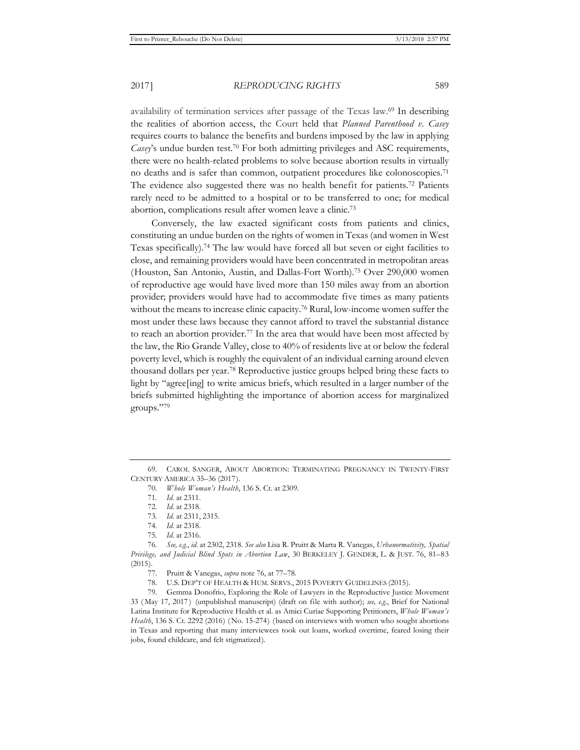availability of termination services after passage of the Texas law.[69] In describing the realities of abortion access, the Court held that *Planned Parenthood v. Casey* requires courts to balance the benefits and burdens imposed by the law in applying *Casey*'s undue burden test.[70] For both admitting privileges and ASC requirements, there were no health-related problems to solve because abortion results in virtually no deaths and is safer than common, outpatient procedures like colonoscopies.[71] The evidence also suggested there was no health benefit for patients.[72] Patients rarely need to be admitted to a hospital or to be transferred to one; for medical abortion, complications result after women leave a clinic.[73]

Conversely, the law exacted significant costs from patients and clinics, constituting an undue burden on the rights of women in Texas (and women in West Texas specifically).[74] The law would have forced all but seven or eight facilities to close, and remaining providers would have been concentrated in metropolitan areas (Houston, San Antonio, Austin, and Dallas-Fort Worth).[75] Over 290,000 women of reproductive age would have lived more than 150 miles away from an abortion provider; providers would have had to accommodate five times as many patients without the means to increase clinic capacity.[76] Rural, low-income women suffer the most under these laws because they cannot afford to travel the substantial distance to reach an abortion provider.[77] In the area that would have been most affected by the law, the Rio Grande Valley, close to 40% of residents live at or below the federal poverty level, which is roughly the equivalent of an individual earning around eleven thousand dollars per year.[78] Reproductive justice groups helped bring these facts to light by "agree[ing] to write amicus briefs, which resulted in a larger number of the briefs submitted highlighting the importance of abortion access for marginalized groups."[79]

---

69. CAROL SANGER, ABOUT ABORTION: TERMINATING PREGNANCY IN TWENTY-FIRST CENTURY AMERICA 35–36 (2017).

70. *Whole Woman's Health*, 136 S. Ct. at 2309.

71. *Id.* at 2311.

72. *Id.* at 2318.

73. *Id.* at 2311, 2315.

74. *Id.* at 2318.

75. *Id.* at 2316.

76. *See, e.g.*, *id.* at 2302, 2318. *See also* Lisa R. Pruitt & Marta R. Vanegas, *Urbanormativity, Spatial Privilege, and Judicial Blind Spots in Abortion Law*, 30 BERKELEY J. GENDER, L. & JUST. 76, 81–83 (2015).

77. Pruitt & Vanegas, *supra* note 76, at 77–78.

78. U.S. DEP'T OF HEALTH & HUM. SERVS., 2015 POVERTY GUIDELINES (2015).

79. Gemma Donofrio, Exploring the Role of Lawyers in the Reproductive Justice Movement 33 (May 17, 2017) (unpublished manuscript) (draft on file with author); *see, e.g.*, Brief for National Latina Institute for Reproductive Health et al. as Amici Curiae Supporting Petitioners, *Whole Woman's Health*, 136 S. Ct. 2292 (2016) (No. 15-274) (based on interviews with women who sought abortions in Texas and reporting that many interviewees took out loans, worked overtime, feared losing their jobs, found childcare, and felt stigmatized).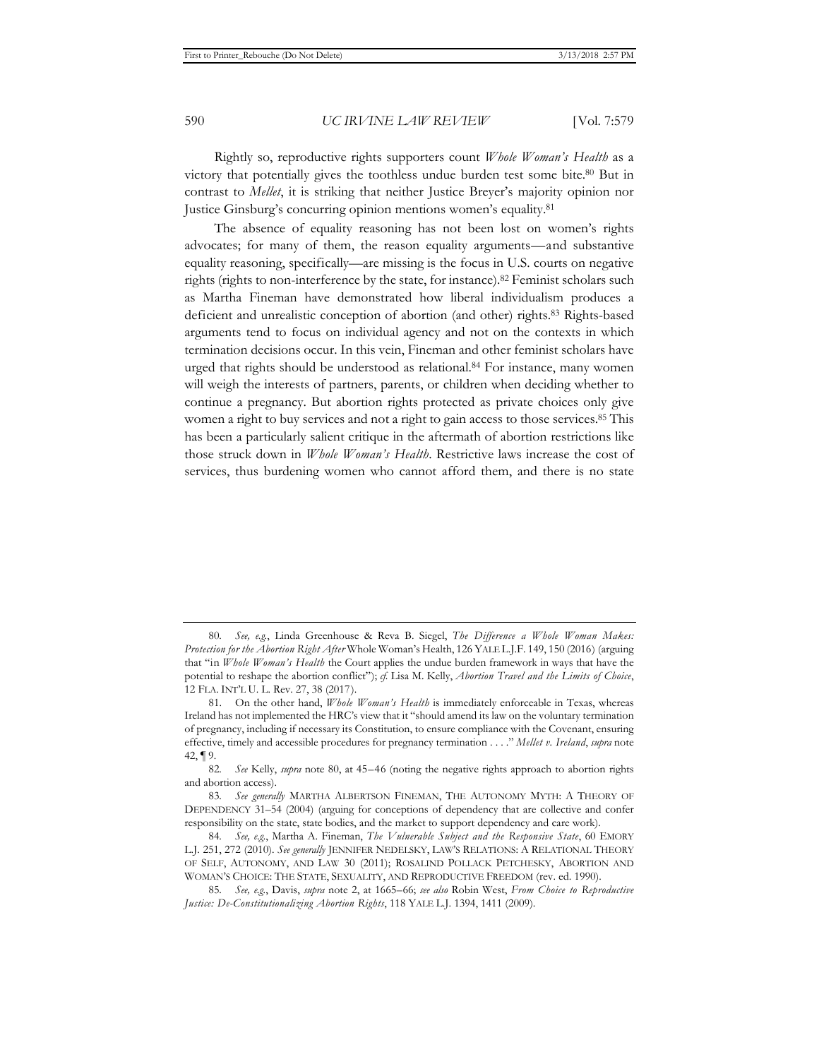Rightly so, reproductive rights supporters count *Whole Woman's Health* as a victory that potentially gives the toothless undue burden test some bite.[80] But in contrast to *Mellet*, it is striking that neither Justice Breyer's majority opinion nor Justice Ginsburg's concurring opinion mentions women's equality.[81]

The absence of equality reasoning has not been lost on women's rights advocates; for many of them, the reason equality arguments—and substantive equality reasoning, specifically—are missing is the focus in U.S. courts on negative rights (rights to non-interference by the state, for instance).[82] Feminist scholars such as Martha Fineman have demonstrated how liberal individualism produces a deficient and unrealistic conception of abortion (and other) rights.[83] Rights-based arguments tend to focus on individual agency and not on the contexts in which termination decisions occur. In this vein, Fineman and other feminist scholars have urged that rights should be understood as relational.[84] For instance, many women will weigh the interests of partners, parents, or children when deciding whether to continue a pregnancy. But abortion rights protected as private choices only give women a right to buy services and not a right to gain access to those services.[85] This has been a particularly salient critique in the aftermath of abortion restrictions like those struck down in *Whole Woman's Health*. Restrictive laws increase the cost of services, thus burdening women who cannot afford them, and there is no state

---

80. *See, e.g.*, Linda Greenhouse & Reva B. Siegel, *The Difference a Whole Woman Makes: Protection for the Abortion Right After* Whole Woman's Health, 126 YALE L.J.F. 149, 150 (2016) (arguing that "in *Whole Woman's Health* the Court applies the undue burden framework in ways that have the potential to reshape the abortion conflict"); *cf.* Lisa M. Kelly, *Abortion Travel and the Limits of Choice*, 12 FLA. INT'L U. L. Rev. 27, 38 (2017).

81. On the other hand, *Whole Woman's Health* is immediately enforceable in Texas, whereas Ireland has not implemented the HRC's view that it "should amend its law on the voluntary termination of pregnancy, including if necessary its Constitution, to ensure compliance with the Covenant, ensuring effective, timely and accessible procedures for pregnancy termination . . . ." *Mellet v. Ireland*, *supra* note 42, ¶ 9.

82. *See* Kelly, *supra* note 80, at 45–46 (noting the negative rights approach to abortion rights and abortion access).

83. *See generally* MARTHA ALBERTSON FINEMAN, THE AUTONOMY MYTH: A THEORY OF DEPENDENCY 31–54 (2004) (arguing for conceptions of dependency that are collective and confer responsibility on the state, state bodies, and the market to support dependency and care work).

84. *See, e.g.*, Martha A. Fineman, *The Vulnerable Subject and the Responsive State*, 60 EMORY L.J. 251, 272 (2010). *See generally* JENNIFER NEDELSKY, LAW'S RELATIONS: A RELATIONAL THEORY OF SELF, AUTONOMY, AND LAW 30 (2011); ROSALIND POLLACK PETCHESKY, ABORTION AND WOMAN'S CHOICE: THE STATE, SEXUALITY, AND REPRODUCTIVE FREEDOM (rev. ed. 1990).

85. *See, e.g.*, Davis, *supra* note 2, at 1665–66; *see also* Robin West, *From Choice to Reproductive Justice: De-Constitutionalizing Abortion Rights*, 118 YALE L.J. 1394, 1411 (2009).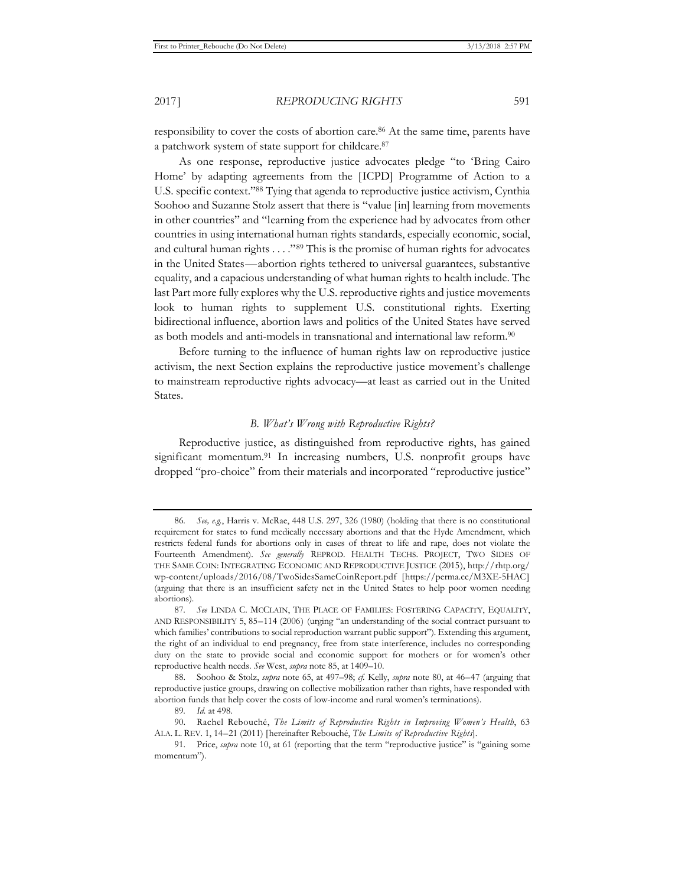responsibility to cover the costs of abortion care.[86] At the same time, parents have a patchwork system of state support for childcare.[87]

As one response, reproductive justice advocates pledge "to 'Bring Cairo Home' by adapting agreements from the [ICPD] Programme of Action to a U.S. specific context."[88] Tying that agenda to reproductive justice activism, Cynthia Soohoo and Suzanne Stolz assert that there is "value [in] learning from movements in other countries" and "learning from the experience had by advocates from other countries in using international human rights standards, especially economic, social, and cultural human rights . . . ."[89] This is the promise of human rights for advocates in the United States—abortion rights tethered to universal guarantees, substantive equality, and a capacious understanding of what human rights to health include. The last Part more fully explores why the U.S. reproductive rights and justice movements look to human rights to supplement U.S. constitutional rights. Exerting bidirectional influence, abortion laws and politics of the United States have served as both models and anti-models in transnational and international law reform.[90]

Before turning to the influence of human rights law on reproductive justice activism, the next Section explains the reproductive justice movement's challenge to mainstream reproductive rights advocacy—at least as carried out in the United States.

### *B. What's Wrong with Reproductive Rights?*

Reproductive justice, as distinguished from reproductive rights, has gained significant momentum.[91] In increasing numbers, U.S. nonprofit groups have dropped "pro-choice" from their materials and incorporated "reproductive justice"

---

86. *See, e.g.*, Harris v. McRae, 448 U.S. 297, 326 (1980) (holding that there is no constitutional requirement for states to fund medically necessary abortions and that the Hyde Amendment, which restricts federal funds for abortions only in cases of threat to life and rape, does not violate the Fourteenth Amendment). *See generally* REPROD. HEALTH TECHS. PROJECT, TWO SIDES OF THE SAME COIN: INTEGRATING ECONOMIC AND REPRODUCTIVE JUSTICE (2015), http://rhtp.org/wp-content/uploads/2016/08/TwoSidesSameCoinReport.pdf [https://perma.cc/M3XE-5HAC] (arguing that there is an insufficient safety net in the United States to help poor women needing abortions).

87. *See* LINDA C. MCCLAIN, THE PLACE OF FAMILIES: FOSTERING CAPACITY, EQUALITY, AND RESPONSIBILITY 5, 85–114 (2006) (urging "an understanding of the social contract pursuant to which families' contributions to social reproduction warrant public support"). Extending this argument, the right of an individual to end pregnancy, free from state interference, includes no corresponding duty on the state to provide social and economic support for mothers or for women's other reproductive health needs. *See* West, *supra* note 85, at 1409–10.

88. Soohoo & Stolz, *supra* note 65, at 497–98; *cf.* Kelly, *supra* note 80, at 46–47 (arguing that reproductive justice groups, drawing on collective mobilization rather than rights, have responded with abortion funds that help cover the costs of low-income and rural women's terminations).

89. *Id.* at 498.

90. Rachel Rebouché, *The Limits of Reproductive Rights in Improving Women's Health*, 63 ALA. L. REV. 1, 14–21 (2011) [hereinafter Rebouché, *The Limits of Reproductive Rights*].

91. Price, *supra* note 10, at 61 (reporting that the term "reproductive justice" is "gaining some momentum").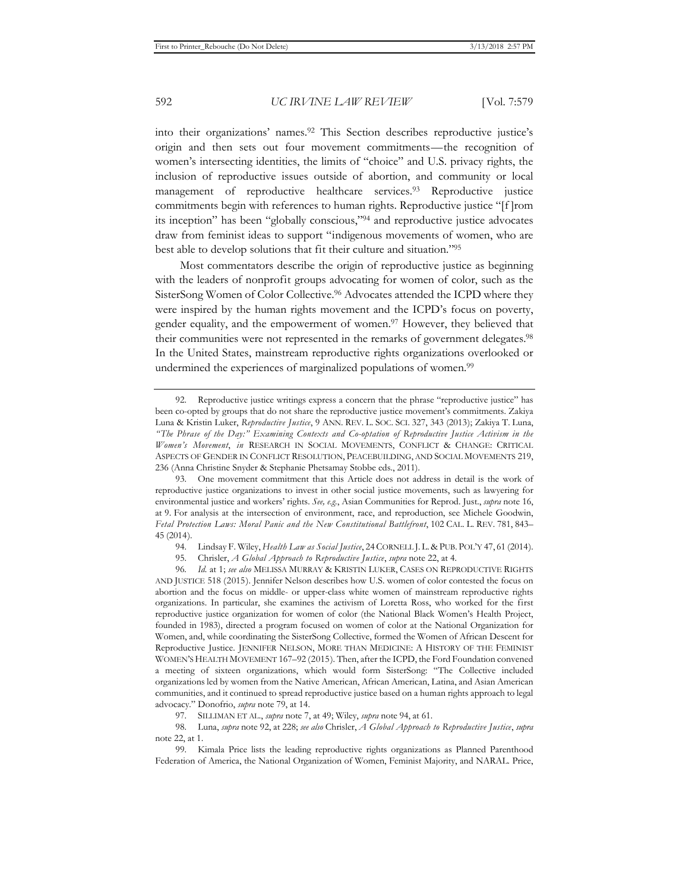into their organizations' names.[92] This Section describes reproductive justice's origin and then sets out four movement commitments—the recognition of women's intersecting identities, the limits of "choice" and U.S. privacy rights, the inclusion of reproductive issues outside of abortion, and community or local management of reproductive healthcare services.[93] Reproductive justice commitments begin with references to human rights. Reproductive justice "[f]rom its inception" has been "globally conscious,"[94] and reproductive justice advocates draw from feminist ideas to support "indigenous movements of women, who are best able to develop solutions that fit their culture and situation."[95]

Most commentators describe the origin of reproductive justice as beginning with the leaders of nonprofit groups advocating for women of color, such as the SisterSong Women of Color Collective.[96] Advocates attended the ICPD where they were inspired by the human rights movement and the ICPD's focus on poverty, gender equality, and the empowerment of women.[97] However, they believed that their communities were not represented in the remarks of government delegates.[98] In the United States, mainstream reproductive rights organizations overlooked or undermined the experiences of marginalized populations of women.[99]

---

92. Reproductive justice writings express a concern that the phrase "reproductive justice" has been co-opted by groups that do not share the reproductive justice movement's commitments. Zakiya Luna & Kristin Luker, *Reproductive Justice*, 9 ANN. REV. L. SOC. SCI. 327, 343 (2013); Zakiya T. Luna, *"The Phrase of the Day:" Examining Contexts and Co-optation of Reproductive Justice Activism in the Women's Movement*, *in* RESEARCH IN SOCIAL MOVEMENTS, CONFLICT & CHANGE: CRITICAL ASPECTS OF GENDER IN CONFLICT RESOLUTION, PEACEBUILDING, AND SOCIAL MOVEMENTS 219, 236 (Anna Christine Snyder & Stephanie Phetsamay Stobbe eds., 2011).

93. One movement commitment that this Article does not address in detail is the work of reproductive justice organizations to invest in other social justice movements, such as lawyering for environmental justice and workers' rights. *See, e.g.*, Asian Communities for Reprod. Just., *supra* note 16, at 9. For analysis at the intersection of environment, race, and reproduction, see Michele Goodwin, *Fetal Protection Laws: Moral Panic and the New Constitutional Battlefront*, 102 CAL. L. REV. 781, 843–45 (2014).

94. Lindsay F. Wiley, *Health Law as Social Justice*, 24 CORNELL J. L. & PUB. POL'Y 47, 61 (2014).

95. Chrisler, *A Global Approach to Reproductive Justice*, *supra* note 22, at 4.

96. *Id.* at 1; *see also* MELISSA MURRAY & KRISTIN LUKER, CASES ON REPRODUCTIVE RIGHTS AND JUSTICE 518 (2015). Jennifer Nelson describes how U.S. women of color contested the focus on abortion and the focus on middle- or upper-class white women of mainstream reproductive rights organizations. In particular, she examines the activism of Loretta Ross, who worked for the first reproductive justice organization for women of color (the National Black Women's Health Project, founded in 1983), directed a program focused on women of color at the National Organization for Women, and, while coordinating the SisterSong Collective, formed the Women of African Descent for Reproductive Justice. JENNIFER NELSON, MORE THAN MEDICINE: A HISTORY OF THE FEMINIST WOMEN'S HEALTH MOVEMENT 167–92 (2015). Then, after the ICPD, the Ford Foundation convened a meeting of sixteen organizations, which would form SisterSong: "The Collective included organizations led by women from the Native American, African American, Latina, and Asian American communities, and it continued to spread reproductive justice based on a human rights approach to legal advocacy." Donofrio, *supra* note 79, at 14.

97. SILLIMAN ET AL., *supra* note 7, at 49; Wiley, *supra* note 94, at 61.

98. Luna, *supra* note 92, at 228; *see also* Chrisler, *A Global Approach to Reproductive Justice*, *supra* note 22, at 1.

99. Kimala Price lists the leading reproductive rights organizations as Planned Parenthood Federation of America, the National Organization of Women, Feminist Majority, and NARAL. Price,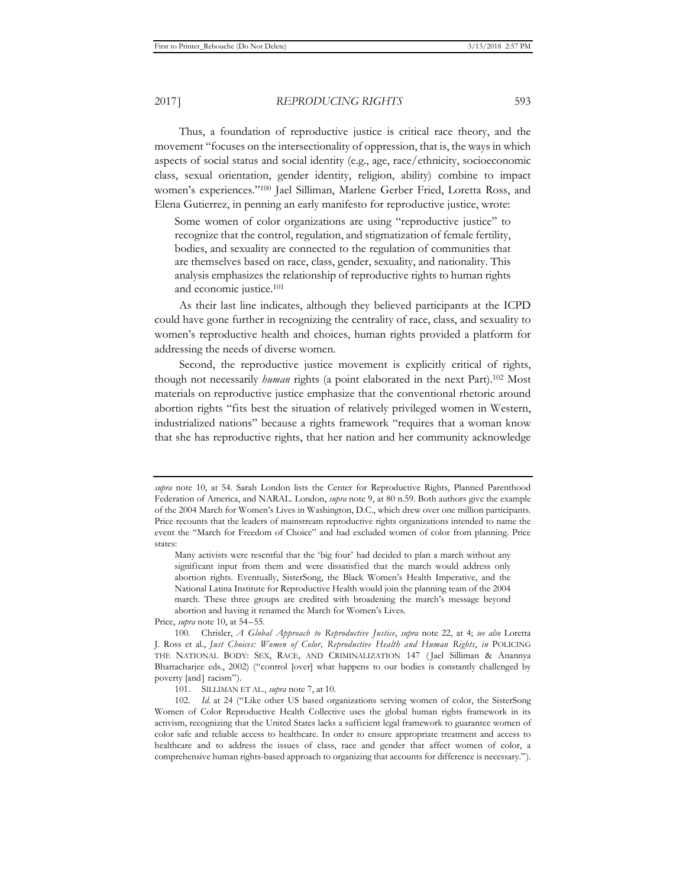Thus, a foundation of reproductive justice is critical race theory, and the movement "focuses on the intersectionality of oppression, that is, the ways in which aspects of social status and social identity (e.g., age, race/ethnicity, socioeconomic class, sexual orientation, gender identity, religion, ability) combine to impact women's experiences."[100] Jael Silliman, Marlene Gerber Fried, Loretta Ross, and Elena Gutierrez, in penning an early manifesto for reproductive justice, wrote:

> Some women of color organizations are using "reproductive justice" to recognize that the control, regulation, and stigmatization of female fertility, bodies, and sexuality are connected to the regulation of communities that are themselves based on race, class, gender, sexuality, and nationality. This analysis emphasizes the relationship of reproductive rights to human rights and economic justice.[101]

As their last line indicates, although they believed participants at the ICPD could have gone further in recognizing the centrality of race, class, and sexuality to women's reproductive health and choices, human rights provided a platform for addressing the needs of diverse women.

Second, the reproductive justice movement is explicitly critical of rights, though not necessarily *human* rights (a point elaborated in the next Part).[102] Most materials on reproductive justice emphasize that the conventional rhetoric around abortion rights "fits best the situation of relatively privileged women in Western, industrialized nations" because a rights framework "requires that a woman know that she has reproductive rights, that her nation and her community acknowledge

---

*supra* note 10, at 54. Sarah London lists the Center for Reproductive Rights, Planned Parenthood Federation of America, and NARAL. London, *supra* note 9, at 80 n.59. Both authors give the example of the 2004 March for Women's Lives in Washington, D.C., which drew over one million participants. Price recounts that the leaders of mainstream reproductive rights organizations intended to name the event the "March for Freedom of Choice" and had excluded women of color from planning. Price states:

> Many activists were resentful that the 'big four' had decided to plan a march without any significant input from them and were dissatisfied that the march would address only abortion rights. Eventually, SisterSong, the Black Women's Health Imperative, and the National Latina Institute for Reproductive Health would join the planning team of the 2004 march. These three groups are credited with broadening the march's message beyond abortion and having it renamed the March for Women's Lives.

Price, *supra* note 10, at 54–55.

100. Chrisler, *A Global Approach to Reproductive Justice*, *supra* note 22, at 4; *see also* Loretta J. Ross et al., *Just Choices: Women of Color, Reproductive Health and Human Rights*, *in* POLICING THE NATIONAL BODY: SEX, RACE, AND CRIMINALIZATION 147 (Jael Silliman & Anannya Bhattacharjee eds., 2002) ("control [over] what happens to our bodies is constantly challenged by poverty [and] racism").

101. SILLIMAN ET AL., *supra* note 7, at 10.

102. *Id.* at 24 ("Like other US based organizations serving women of color, the SisterSong Women of Color Reproductive Health Collective uses the global human rights framework in its activism, recognizing that the United States lacks a sufficient legal framework to guarantee women of color safe and reliable access to healthcare. In order to ensure appropriate treatment and access to healthcare and to address the issues of class, race and gender that affect women of color, a comprehensive human rights-based approach to organizing that accounts for difference is necessary.").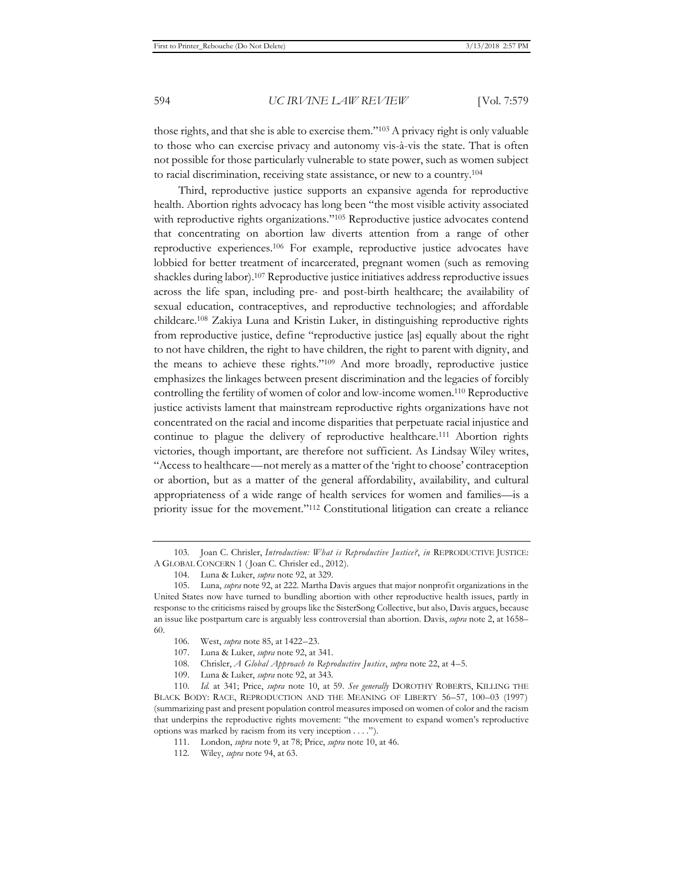those rights, and that she is able to exercise them."[103] A privacy right is only valuable to those who can exercise privacy and autonomy vis-à-vis the state. That is often not possible for those particularly vulnerable to state power, such as women subject to racial discrimination, receiving state assistance, or new to a country.[104]

Third, reproductive justice supports an expansive agenda for reproductive health. Abortion rights advocacy has long been "the most visible activity associated with reproductive rights organizations."[105] Reproductive justice advocates contend that concentrating on abortion law diverts attention from a range of other reproductive experiences.[106] For example, reproductive justice advocates have lobbied for better treatment of incarcerated, pregnant women (such as removing shackles during labor).[107] Reproductive justice initiatives address reproductive issues across the life span, including pre- and post-birth healthcare; the availability of sexual education, contraceptives, and reproductive technologies; and affordable childcare.[108] Zakiya Luna and Kristin Luker, in distinguishing reproductive rights from reproductive justice, define "reproductive justice [as] equally about the right to not have children, the right to have children, the right to parent with dignity, and the means to achieve these rights."[109] And more broadly, reproductive justice emphasizes the linkages between present discrimination and the legacies of forcibly controlling the fertility of women of color and low-income women.[110] Reproductive justice activists lament that mainstream reproductive rights organizations have not concentrated on the racial and income disparities that perpetuate racial injustice and continue to plague the delivery of reproductive healthcare.[111] Abortion rights victories, though important, are therefore not sufficient. As Lindsay Wiley writes, "Access to healthcare—not merely as a matter of the 'right to choose' contraception or abortion, but as a matter of the general affordability, availability, and cultural appropriateness of a wide range of health services for women and families—is a priority issue for the movement."[112] Constitutional litigation can create a reliance

---

103. Joan C. Chrisler, *Introduction: What is Reproductive Justice?*, *in* REPRODUCTIVE JUSTICE: A GLOBAL CONCERN 1 (Joan C. Chrisler ed., 2012).

104. Luna & Luker, *supra* note 92, at 329.

105. Luna, *supra* note 92, at 222. Martha Davis argues that major nonprofit organizations in the United States now have turned to bundling abortion with other reproductive health issues, partly in response to the criticisms raised by groups like the SisterSong Collective, but also, Davis argues, because an issue like postpartum care is arguably less controversial than abortion. Davis, *supra* note 2, at 1658–60.

106. West, *supra* note 85, at 1422–23.

107. Luna & Luker, *supra* note 92, at 341.

108. Chrisler, *A Global Approach to Reproductive Justice*, *supra* note 22, at 4–5.

109. Luna & Luker, *supra* note 92, at 343.

110. *Id.* at 341; Price, *supra* note 10, at 59. *See generally* DOROTHY ROBERTS, KILLING THE BLACK BODY: RACE, REPRODUCTION AND THE MEANING OF LIBERTY 56–57, 100–03 (1997) (summarizing past and present population control measures imposed on women of color and the racism that underpins the reproductive rights movement: "the movement to expand women's reproductive options was marked by racism from its very inception . . . .").

111. London, *supra* note 9, at 78; Price, *supra* note 10, at 46.

112. Wiley, *supra* note 94, at 63.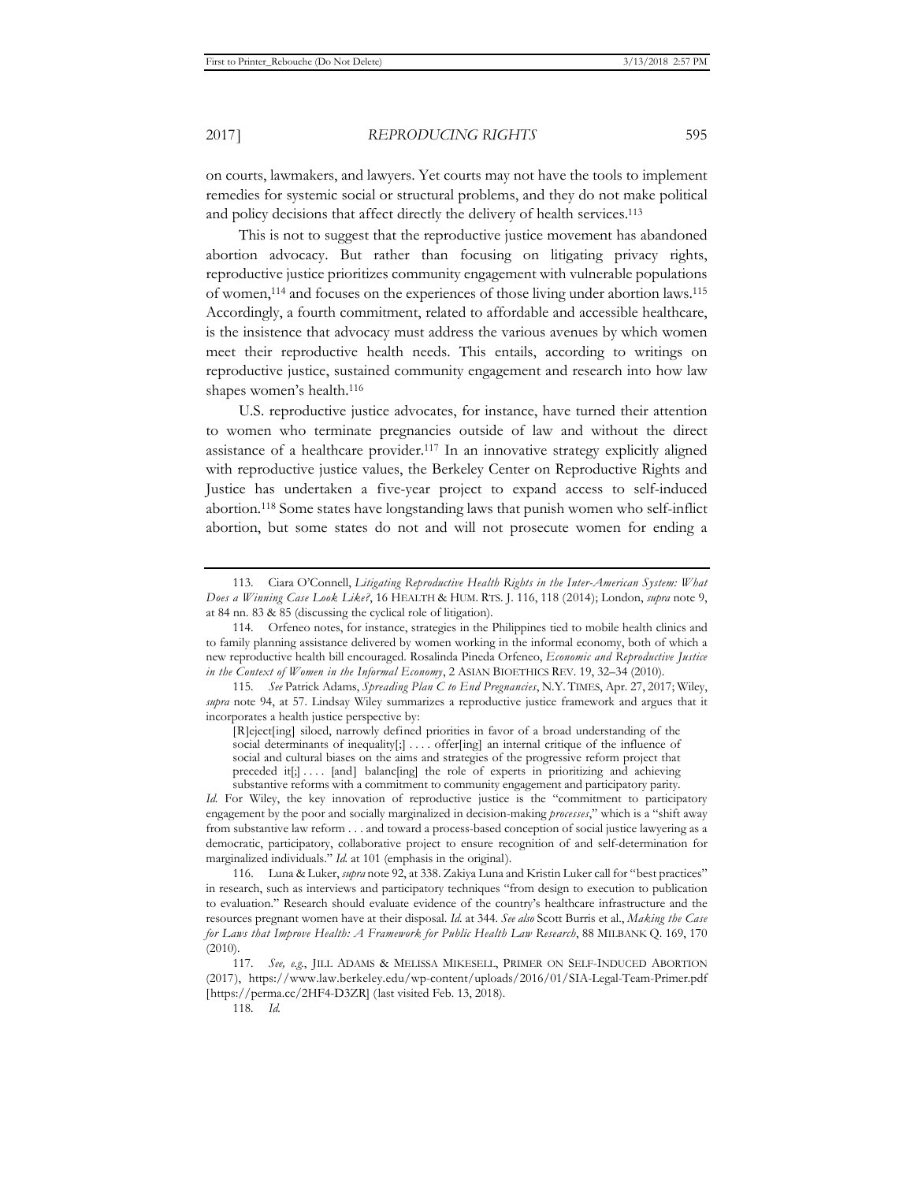on courts, lawmakers, and lawyers. Yet courts may not have the tools to implement remedies for systemic social or structural problems, and they do not make political and policy decisions that affect directly the delivery of health services.[113]

This is not to suggest that the reproductive justice movement has abandoned abortion advocacy. But rather than focusing on litigating privacy rights, reproductive justice prioritizes community engagement with vulnerable populations of women,[114] and focuses on the experiences of those living under abortion laws.[115] Accordingly, a fourth commitment, related to affordable and accessible healthcare, is the insistence that advocacy must address the various avenues by which women meet their reproductive health needs. This entails, according to writings on reproductive justice, sustained community engagement and research into how law shapes women's health.[116]

U.S. reproductive justice advocates, for instance, have turned their attention to women who terminate pregnancies outside of law and without the direct assistance of a healthcare provider.[117] In an innovative strategy explicitly aligned with reproductive justice values, the Berkeley Center on Reproductive Rights and Justice has undertaken a five-year project to expand access to self-induced abortion.[118] Some states have longstanding laws that punish women who self-inflict abortion, but some states do not and will not prosecute women for ending a

---

113. Ciara O'Connell, *Litigating Reproductive Health Rights in the Inter-American System: What Does a Winning Case Look Like?*, 16 HEALTH & HUM. RTS. J. 116, 118 (2014); London, *supra* note 9, at 84 nn. 83 & 85 (discussing the cyclical role of litigation).

114. Orfeneo notes, for instance, strategies in the Philippines tied to mobile health clinics and to family planning assistance delivered by women working in the informal economy, both of which a new reproductive health bill encouraged. Rosalinda Pineda Orfeneo, *Economic and Reproductive Justice in the Context of Women in the Informal Economy*, 2 ASIAN BIOETHICS REV. 19, 32–34 (2010).

115. *See* Patrick Adams, *Spreading Plan C to End Pregnancies*, N.Y. TIMES, Apr. 27, 2017; Wiley, *supra* note 94, at 57. Lindsay Wiley summarizes a reproductive justice framework and argues that it incorporates a health justice perspective by:

> [R]eject[ing] siloed, narrowly defined priorities in favor of a broad understanding of the social determinants of inequality[;] . . . . offer[ing] an internal critique of the influence of social and cultural biases on the aims and strategies of the progressive reform project that preceded it[;] . . . . [and] balanc[ing] the role of experts in prioritizing and achieving substantive reforms with a commitment to community engagement and participatory parity.

*Id.* For Wiley, the key innovation of reproductive justice is the "commitment to participatory engagement by the poor and socially marginalized in decision-making *processes*," which is a "shift away from substantive law reform . . . and toward a process-based conception of social justice lawyering as a democratic, participatory, collaborative project to ensure recognition of and self-determination for marginalized individuals." *Id.* at 101 (emphasis in the original).

116. Luna & Luker, *supra* note 92, at 338. Zakiya Luna and Kristin Luker call for "best practices" in research, such as interviews and participatory techniques "from design to execution to publication to evaluation." Research should evaluate evidence of the country's healthcare infrastructure and the resources pregnant women have at their disposal. *Id.* at 344. *See also* Scott Burris et al., *Making the Case for Laws that Improve Health: A Framework for Public Health Law Research*, 88 MILBANK Q. 169, 170 (2010).

117. *See, e.g.*, JILL ADAMS & MELISSA MIKESELL, PRIMER ON SELF-INDUCED ABORTION (2017), https://www.law.berkeley.edu/wp-content/uploads/2016/01/SIA-Legal-Team-Primer.pdf [https://perma.cc/2HF4-D3ZR] (last visited Feb. 13, 2018).

118. *Id.*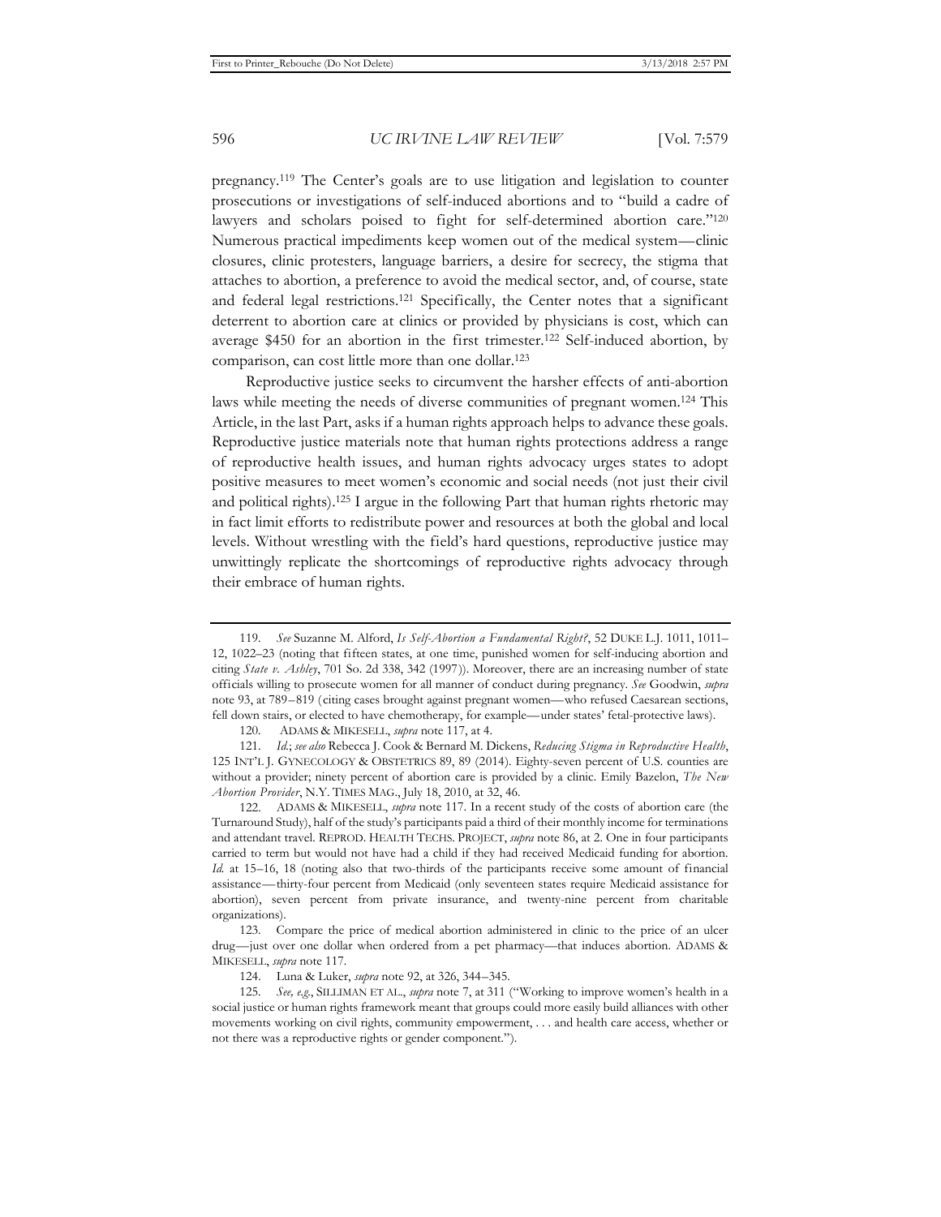pregnancy.[119] The Center's goals are to use litigation and legislation to counter prosecutions or investigations of self-induced abortions and to "build a cadre of lawyers and scholars poised to fight for self-determined abortion care."[120] Numerous practical impediments keep women out of the medical system—clinic closures, clinic protesters, language barriers, a desire for secrecy, the stigma that attaches to abortion, a preference to avoid the medical sector, and, of course, state and federal legal restrictions.[121] Specifically, the Center notes that a significant deterrent to abortion care at clinics or provided by physicians is cost, which can average $450 for an abortion in the first trimester.[122] Self-induced abortion, by comparison, can cost little more than one dollar.[123]

Reproductive justice seeks to circumvent the harsher effects of anti-abortion laws while meeting the needs of diverse communities of pregnant women.[124] This Article, in the last Part, asks if a human rights approach helps to advance these goals. Reproductive justice materials note that human rights protections address a range of reproductive health issues, and human rights advocacy urges states to adopt positive measures to meet women's economic and social needs (not just their civil and political rights).[125] I argue in the following Part that human rights rhetoric may in fact limit efforts to redistribute power and resources at both the global and local levels. Without wrestling with the field's hard questions, reproductive justice may unwittingly replicate the shortcomings of reproductive rights advocacy through their embrace of human rights.

---

119. *See* Suzanne M. Alford, *Is Self-Abortion a Fundamental Right?*, 52 DUKE L.J. 1011, 1011–12, 1022–23 (noting that fifteen states, at one time, punished women for self-inducing abortion and citing *State v. Ashley*, 701 So. 2d 338, 342 (1997)). Moreover, there are an increasing number of state officials willing to prosecute women for all manner of conduct during pregnancy. *See* Goodwin, *supra* note 93, at 789–819 (citing cases brought against pregnant women—who refused Caesarean sections, fell down stairs, or elected to have chemotherapy, for example—under states' fetal-protective laws).

120. ADAMS & MIKESELL, *supra* note 117, at 4.

121. *Id.*; *see also* Rebecca J. Cook & Bernard M. Dickens, *Reducing Stigma in Reproductive Health*, 125 INT'L J. GYNECOLOGY & OBSTETRICS 89, 89 (2014). Eighty-seven percent of U.S. counties are without a provider; ninety percent of abortion care is provided by a clinic. Emily Bazelon, *The New Abortion Provider*, N.Y. TIMES MAG., July 18, 2010, at 32, 46.

122. ADAMS & MIKESELL, *supra* note 117. In a recent study of the costs of abortion care (the Turnaround Study), half of the study's participants paid a third of their monthly income for terminations and attendant travel. REPROD. HEALTH TECHS. PROJECT, *supra* note 86, at 2. One in four participants carried to term but would not have had a child if they had received Medicaid funding for abortion. *Id.* at 15–16, 18 (noting also that two-thirds of the participants receive some amount of financial assistance—thirty-four percent from Medicaid (only seventeen states require Medicaid assistance for abortion), seven percent from private insurance, and twenty-nine percent from charitable organizations).

123. Compare the price of medical abortion administered in clinic to the price of an ulcer drug—just over one dollar when ordered from a pet pharmacy—that induces abortion. ADAMS & MIKESELL, *supra* note 117.

124. Luna & Luker, *supra* note 92, at 326, 344–345.

125. *See, e.g.*, SILLIMAN ET AL., *supra* note 7, at 311 ("Working to improve women's health in a social justice or human rights framework meant that groups could more easily build alliances with other movements working on civil rights, community empowerment, . . . and health care access, whether or not there was a reproductive rights or gender component.").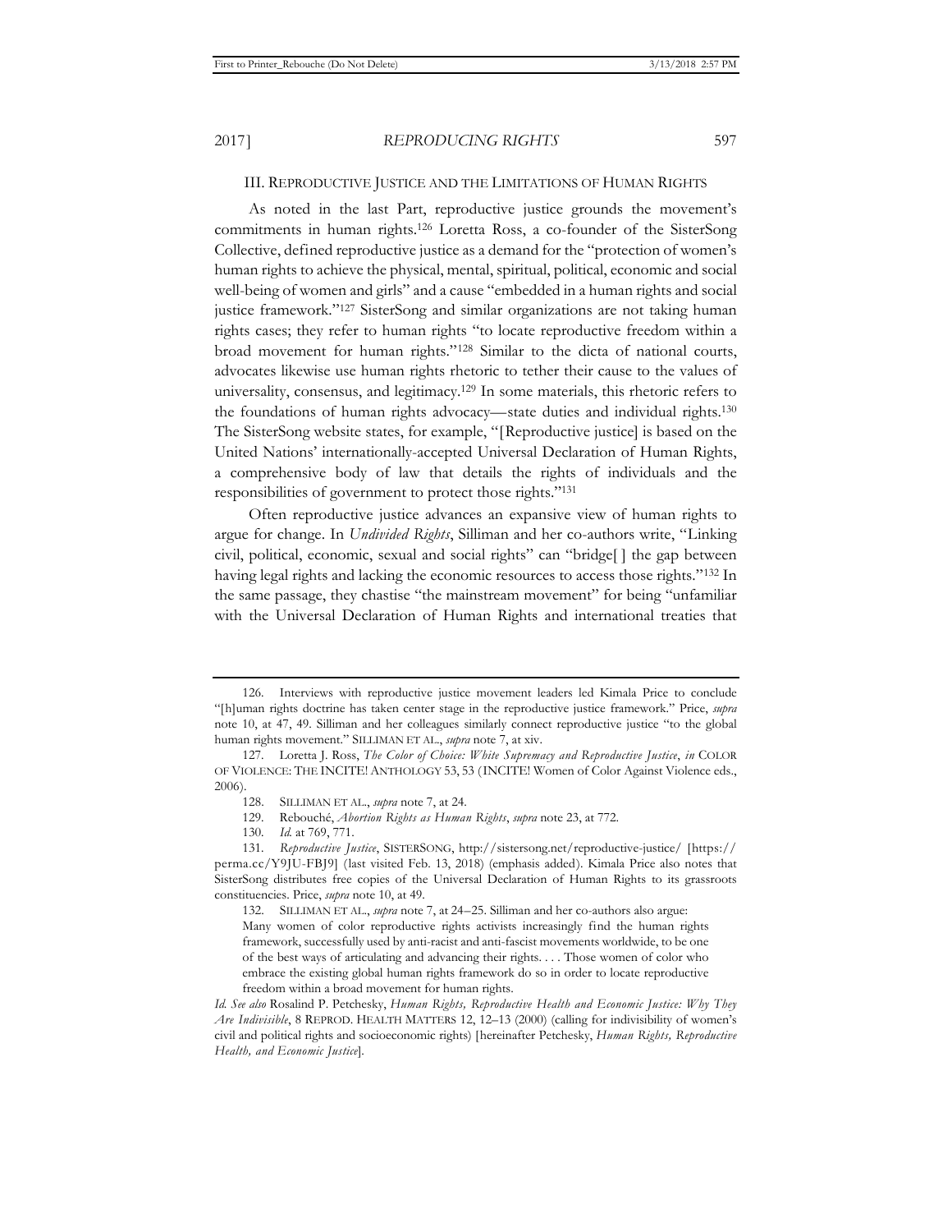## III. REPRODUCTIVE JUSTICE AND THE LIMITATIONS OF HUMAN RIGHTS

As noted in the last Part, reproductive justice grounds the movement's commitments in human rights.[126] Loretta Ross, a co-founder of the SisterSong Collective, defined reproductive justice as a demand for the "protection of women's human rights to achieve the physical, mental, spiritual, political, economic and social well-being of women and girls" and a cause "embedded in a human rights and social justice framework."[127] SisterSong and similar organizations are not taking human rights cases; they refer to human rights "to locate reproductive freedom within a broad movement for human rights."[128] Similar to the dicta of national courts, advocates likewise use human rights rhetoric to tether their cause to the values of universality, consensus, and legitimacy.[129] In some materials, this rhetoric refers to the foundations of human rights advocacy—state duties and individual rights.[130] The SisterSong website states, for example, "[Reproductive justice] is based on the United Nations' internationally-accepted Universal Declaration of Human Rights, a comprehensive body of law that details the rights of individuals and the responsibilities of government to protect those rights."[131]

Often reproductive justice advances an expansive view of human rights to argue for change. In *Undivided Rights*, Silliman and her co-authors write, "Linking civil, political, economic, sexual and social rights" can "bridge[ ] the gap between having legal rights and lacking the economic resources to access those rights."[132] In the same passage, they chastise "the mainstream movement" for being "unfamiliar with the Universal Declaration of Human Rights and international treaties that

---

126. Interviews with reproductive justice movement leaders led Kimala Price to conclude "[h]uman rights doctrine has taken center stage in the reproductive justice framework." Price, *supra* note 10, at 47, 49. Silliman and her colleagues similarly connect reproductive justice "to the global human rights movement." SILLIMAN ET AL., *supra* note 7, at xiv.

127. Loretta J. Ross, *The Color of Choice: White Supremacy and Reproductive Justice*, *in* COLOR OF VIOLENCE: THE INCITE! ANTHOLOGY 53, 53 (INCITE! Women of Color Against Violence eds., 2006).

128. SILLIMAN ET AL., *supra* note 7, at 24.

129. Rebouché, *Abortion Rights as Human Rights*, *supra* note 23, at 772.

130. *Id.* at 769, 771.

131. *Reproductive Justice*, SISTERSONG, http://sistersong.net/reproductive-justice/ [https://perma.cc/Y9JU-FBJ9] (last visited Feb. 13, 2018) (emphasis added). Kimala Price also notes that SisterSong distributes free copies of the Universal Declaration of Human Rights to its grassroots constituencies. Price, *supra* note 10, at 49.

132. SILLIMAN ET AL., *supra* note 7, at 24–25. Silliman and her co-authors also argue:

> Many women of color reproductive rights activists increasingly find the human rights framework, successfully used by anti-racist and anti-fascist movements worldwide, to be one of the best ways of articulating and advancing their rights. . . . Those women of color who embrace the existing global human rights framework do so in order to locate reproductive freedom within a broad movement for human rights.

*Id. See also* Rosalind P. Petchesky, *Human Rights, Reproductive Health and Economic Justice: Why They Are Indivisible*, 8 REPROD. HEALTH MATTERS 12, 12–13 (2000) (calling for indivisibility of women's civil and political rights and socioeconomic rights) [hereinafter Petchesky, *Human Rights, Reproductive Health, and Economic Justice*].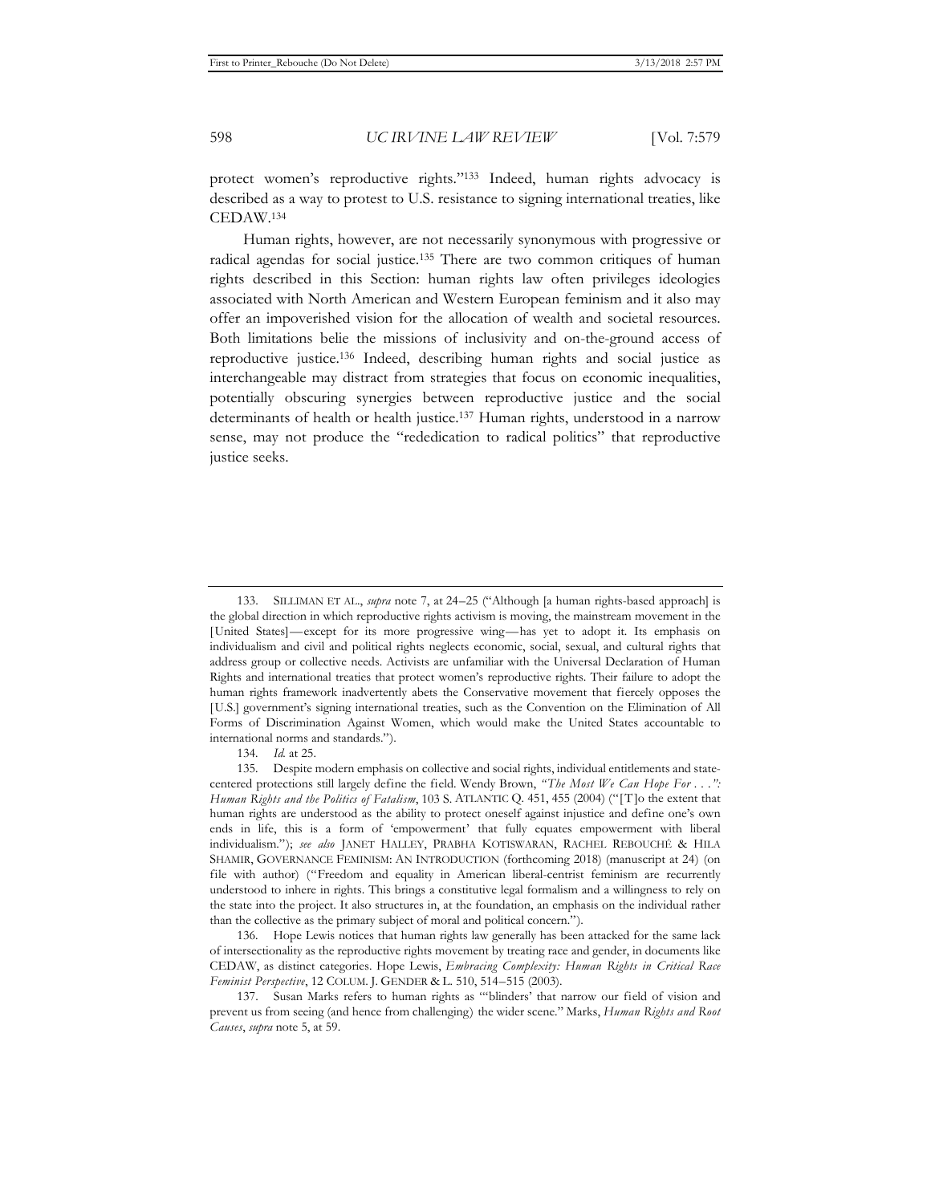protect women's reproductive rights."[133] Indeed, human rights advocacy is described as a way to protest to U.S. resistance to signing international treaties, like CEDAW.[134]

Human rights, however, are not necessarily synonymous with progressive or radical agendas for social justice.[135] There are two common critiques of human rights described in this Section: human rights law often privileges ideologies associated with North American and Western European feminism and it also may offer an impoverished vision for the allocation of wealth and societal resources. Both limitations belie the missions of inclusivity and on-the-ground access of reproductive justice.[136] Indeed, describing human rights and social justice as interchangeable may distract from strategies that focus on economic inequalities, potentially obscuring synergies between reproductive justice and the social determinants of health or health justice.[137] Human rights, understood in a narrow sense, may not produce the "rededication to radical politics" that reproductive justice seeks.

---

133. SILLIMAN ET AL., *supra* note 7, at 24–25 ("Although [a human rights-based approach] is the global direction in which reproductive rights activism is moving, the mainstream movement in the [United States]—except for its more progressive wing—has yet to adopt it. Its emphasis on individualism and civil and political rights neglects economic, social, sexual, and cultural rights that address group or collective needs. Activists are unfamiliar with the Universal Declaration of Human Rights and international treaties that protect women's reproductive rights. Their failure to adopt the human rights framework inadvertently abets the Conservative movement that fiercely opposes the [U.S.] government's signing international treaties, such as the Convention on the Elimination of All Forms of Discrimination Against Women, which would make the United States accountable to international norms and standards.").

134. *Id.* at 25.

135. Despite modern emphasis on collective and social rights, individual entitlements and state-centered protections still largely define the field. Wendy Brown, *"The Most We Can Hope For . . .": Human Rights and the Politics of Fatalism*, 103 S. ATLANTIC Q. 451, 455 (2004) ("[T]o the extent that human rights are understood as the ability to protect oneself against injustice and define one's own ends in life, this is a form of 'empowerment' that fully equates empowerment with liberal individualism."); *see also* JANET HALLEY, PRABHA KOTISWARAN, RACHEL REBOUCHÉ & HILA SHAMIR, GOVERNANCE FEMINISM: AN INTRODUCTION (forthcoming 2018) (manuscript at 24) (on file with author) ("Freedom and equality in American liberal-centrist feminism are recurrently understood to inhere in rights. This brings a constitutive legal formalism and a willingness to rely on the state into the project. It also structures in, at the foundation, an emphasis on the individual rather than the collective as the primary subject of moral and political concern.").

136. Hope Lewis notices that human rights law generally has been attacked for the same lack of intersectionality as the reproductive rights movement by treating race and gender, in documents like CEDAW, as distinct categories. Hope Lewis, *Embracing Complexity: Human Rights in Critical Race Feminist Perspective*, 12 COLUM. J. GENDER & L. 510, 514–515 (2003).

137. Susan Marks refers to human rights as "'blinders' that narrow our field of vision and prevent us from seeing (and hence from challenging) the wider scene." Marks, *Human Rights and Root Causes*, *supra* note 5, at 59.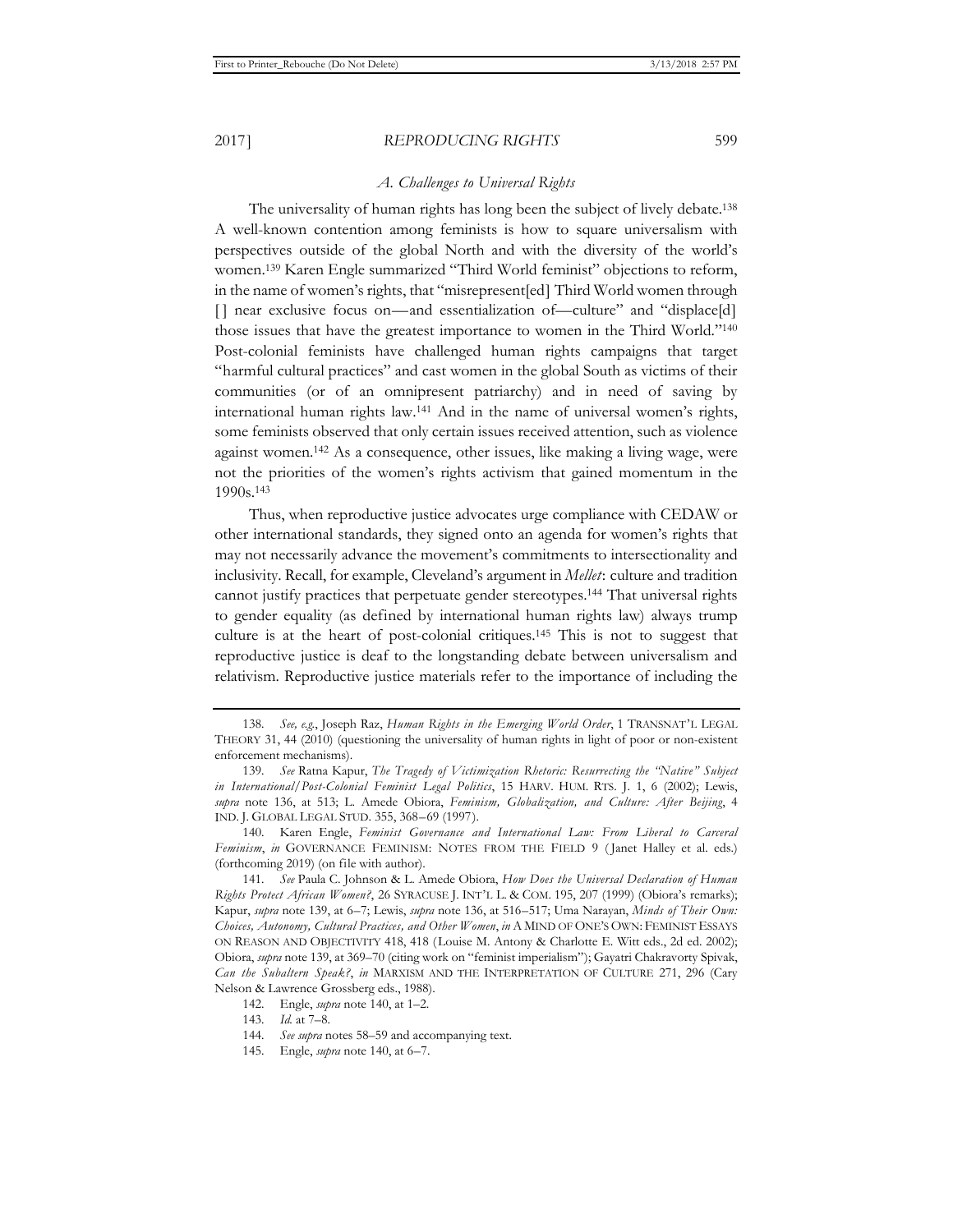### *A. Challenges to Universal Rights*

The universality of human rights has long been the subject of lively debate.[138] A well-known contention among feminists is how to square universalism with perspectives outside of the global North and with the diversity of the world's women.[139] Karen Engle summarized "Third World feminist" objections to reform, in the name of women's rights, that "misrepresent[ed] Third World women through [] near exclusive focus on—and essentialization of—culture" and "displace[d] those issues that have the greatest importance to women in the Third World."[140] Post-colonial feminists have challenged human rights campaigns that target "harmful cultural practices" and cast women in the global South as victims of their communities (or of an omnipresent patriarchy) and in need of saving by international human rights law.[141] And in the name of universal women's rights, some feminists observed that only certain issues received attention, such as violence against women.[142] As a consequence, other issues, like making a living wage, were not the priorities of the women's rights activism that gained momentum in the 1990s.[143]

Thus, when reproductive justice advocates urge compliance with CEDAW or other international standards, they signed onto an agenda for women's rights that may not necessarily advance the movement's commitments to intersectionality and inclusivity. Recall, for example, Cleveland's argument in *Mellet*: culture and tradition cannot justify practices that perpetuate gender stereotypes.[144] That universal rights to gender equality (as defined by international human rights law) always trump culture is at the heart of post-colonial critiques.[145] This is not to suggest that reproductive justice is deaf to the longstanding debate between universalism and relativism. Reproductive justice materials refer to the importance of including the

---

138. *See, e.g.*, Joseph Raz, *Human Rights in the Emerging World Order*, 1 TRANSNAT'L LEGAL THEORY 31, 44 (2010) (questioning the universality of human rights in light of poor or non-existent enforcement mechanisms).

139. *See* Ratna Kapur, *The Tragedy of Victimization Rhetoric: Resurrecting the "Native" Subject in International/Post-Colonial Feminist Legal Politics*, 15 HARV. HUM. RTS. J. 1, 6 (2002); Lewis, *supra* note 136, at 513; L. Amede Obiora, *Feminism, Globalization, and Culture: After Beijing*, 4 IND. J. GLOBAL LEGAL STUD. 355, 368–69 (1997).

140. Karen Engle, *Feminist Governance and International Law: From Liberal to Carceral Feminism*, *in* GOVERNANCE FEMINISM: NOTES FROM THE FIELD 9 (Janet Halley et al. eds.) (forthcoming 2019) (on file with author).

141. *See* Paula C. Johnson & L. Amede Obiora, *How Does the Universal Declaration of Human Rights Protect African Women?*, 26 SYRACUSE J. INT'L L. & COM. 195, 207 (1999) (Obiora's remarks); Kapur, *supra* note 139, at 6–7; Lewis, *supra* note 136, at 516–517; Uma Narayan, *Minds of Their Own: Choices, Autonomy, Cultural Practices, and Other Women*, *in* A MIND OF ONE'S OWN: FEMINIST ESSAYS ON REASON AND OBJECTIVITY 418, 418 (Louise M. Antony & Charlotte E. Witt eds., 2d ed. 2002); Obiora, *supra* note 139, at 369–70 (citing work on "feminist imperialism"); Gayatri Chakravorty Spivak, *Can the Subaltern Speak?*, *in* MARXISM AND THE INTERPRETATION OF CULTURE 271, 296 (Cary Nelson & Lawrence Grossberg eds., 1988).

142. Engle, *supra* note 140, at 1–2.

143. *Id.* at 7–8.

144. *See supra* notes 58–59 and accompanying text.

145. Engle, *supra* note 140, at 6–7.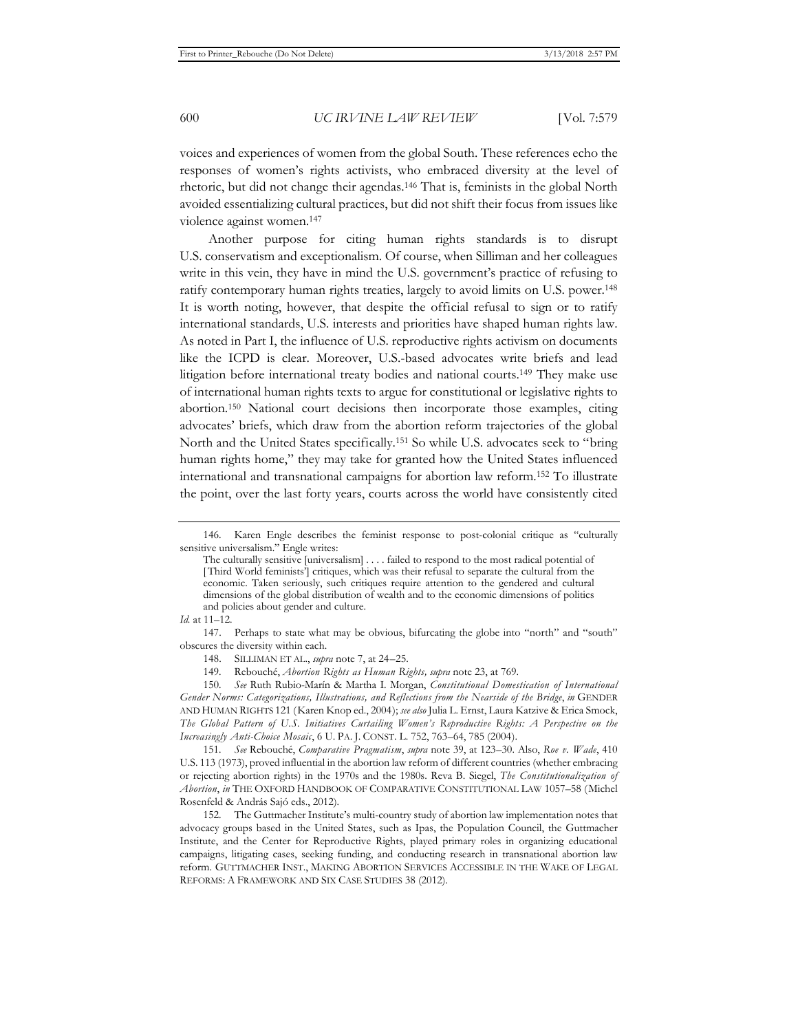voices and experiences of women from the global South. These references echo the responses of women's rights activists, who embraced diversity at the level of rhetoric, but did not change their agendas.[146] That is, feminists in the global North avoided essentializing cultural practices, but did not shift their focus from issues like violence against women.[147]

Another purpose for citing human rights standards is to disrupt U.S. conservatism and exceptionalism. Of course, when Silliman and her colleagues write in this vein, they have in mind the U.S. government's practice of refusing to ratify contemporary human rights treaties, largely to avoid limits on U.S. power.[148] It is worth noting, however, that despite the official refusal to sign or to ratify international standards, U.S. interests and priorities have shaped human rights law. As noted in Part I, the influence of U.S. reproductive rights activism on documents like the ICPD is clear. Moreover, U.S.-based advocates write briefs and lead litigation before international treaty bodies and national courts.[149] They make use of international human rights texts to argue for constitutional or legislative rights to abortion.[150] National court decisions then incorporate those examples, citing advocates' briefs, which draw from the abortion reform trajectories of the global North and the United States specifically.[151] So while U.S. advocates seek to "bring human rights home," they may take for granted how the United States influenced international and transnational campaigns for abortion law reform.[152] To illustrate the point, over the last forty years, courts across the world have consistently cited

---

146. Karen Engle describes the feminist response to post-colonial critique as "culturally sensitive universalism." Engle writes:

> The culturally sensitive [universalism] . . . . failed to respond to the most radical potential of [Third World feminists'] critiques, which was their refusal to separate the cultural from the economic. Taken seriously, such critiques require attention to the gendered and cultural dimensions of the global distribution of wealth and to the economic dimensions of politics and policies about gender and culture.

*Id.* at 11–12.

147. Perhaps to state what may be obvious, bifurcating the globe into "north" and "south" obscures the diversity within each.

148. SILLIMAN ET AL., *supra* note 7, at 24–25.

149. Rebouché, *Abortion Rights as Human Rights, supra* note 23, at 769.

150. *See* Ruth Rubio-Marín & Martha I. Morgan, *Constitutional Domestication of International Gender Norms: Categorizations, Illustrations, and Reflections from the Nearside of the Bridge*, *in* GENDER AND HUMAN RIGHTS 121 (Karen Knop ed., 2004); *see also* Julia L. Ernst, Laura Katzive & Erica Smock, *The Global Pattern of U.S. Initiatives Curtailing Women's Reproductive Rights: A Perspective on the Increasingly Anti-Choice Mosaic*, 6 U. PA. J. CONST. L. 752, 763–64, 785 (2004).

151. *See* Rebouché, *Comparative Pragmatism*, *supra* note 39, at 123–30. Also, *Roe v. Wade*, 410 U.S. 113 (1973), proved influential in the abortion law reform of different countries (whether embracing or rejecting abortion rights) in the 1970s and the 1980s. Reva B. Siegel, *The Constitutionalization of Abortion*, *in* THE OXFORD HANDBOOK OF COMPARATIVE CONSTITUTIONAL LAW 1057–58 (Michel Rosenfeld & András Sajó eds., 2012).

152. The Guttmacher Institute's multi-country study of abortion law implementation notes that advocacy groups based in the United States, such as Ipas, the Population Council, the Guttmacher Institute, and the Center for Reproductive Rights, played primary roles in organizing educational campaigns, litigating cases, seeking funding, and conducting research in transnational abortion law reform. GUTTMACHER INST., MAKING ABORTION SERVICES ACCESSIBLE IN THE WAKE OF LEGAL REFORMS: A FRAMEWORK AND SIX CASE STUDIES 38 (2012).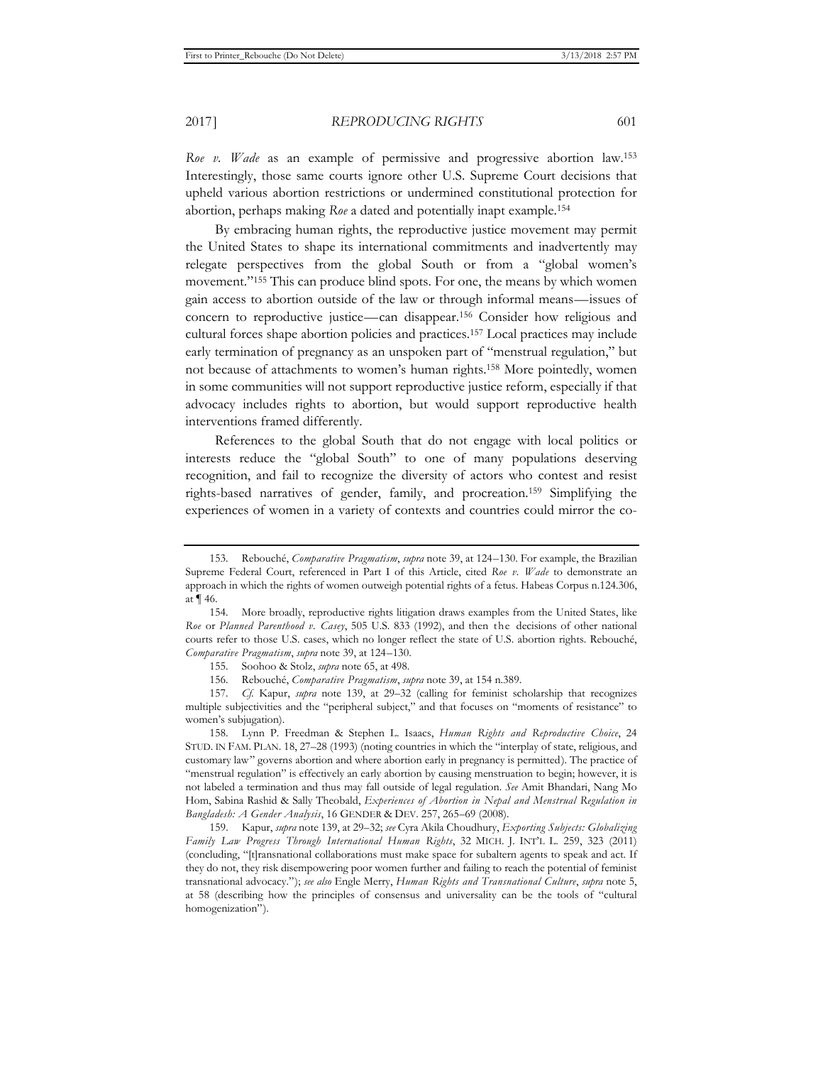*Roe v. Wade* as an example of permissive and progressive abortion law.[153] Interestingly, those same courts ignore other U.S. Supreme Court decisions that upheld various abortion restrictions or undermined constitutional protection for abortion, perhaps making *Roe* a dated and potentially inapt example.[154]

By embracing human rights, the reproductive justice movement may permit the United States to shape its international commitments and inadvertently may relegate perspectives from the global South or from a "global women's movement."[155] This can produce blind spots. For one, the means by which women gain access to abortion outside of the law or through informal means—issues of concern to reproductive justice—can disappear.[156] Consider how religious and cultural forces shape abortion policies and practices.[157] Local practices may include early termination of pregnancy as an unspoken part of "menstrual regulation," but not because of attachments to women's human rights.[158] More pointedly, women in some communities will not support reproductive justice reform, especially if that advocacy includes rights to abortion, but would support reproductive health interventions framed differently.

References to the global South that do not engage with local politics or interests reduce the "global South" to one of many populations deserving recognition, and fail to recognize the diversity of actors who contest and resist rights-based narratives of gender, family, and procreation.[159] Simplifying the experiences of women in a variety of contexts and countries could mirror the co-

---

153. Rebouché, *Comparative Pragmatism*, *supra* note 39, at 124–130. For example, the Brazilian Supreme Federal Court, referenced in Part I of this Article, cited *Roe v. Wade* to demonstrate an approach in which the rights of women outweigh potential rights of a fetus. Habeas Corpus n.124.306, at ¶ 46.

154. More broadly, reproductive rights litigation draws examples from the United States, like *Roe* or *Planned Parenthood v. Casey*, 505 U.S. 833 (1992), and then the decisions of other national courts refer to those U.S. cases, which no longer reflect the state of U.S. abortion rights. Rebouché, *Comparative Pragmatism*, *supra* note 39, at 124–130.

155. Soohoo & Stolz, *supra* note 65, at 498.

156. Rebouché, *Comparative Pragmatism*, *supra* note 39, at 154 n.389.

157. *Cf.* Kapur, *supra* note 139, at 29–32 (calling for feminist scholarship that recognizes multiple subjectivities and the "peripheral subject," and that focuses on "moments of resistance" to women's subjugation).

158. Lynn P. Freedman & Stephen L. Isaacs, *Human Rights and Reproductive Choice*, 24 STUD. IN FAM. PLAN. 18, 27–28 (1993) (noting countries in which the "interplay of state, religious, and customary law" governs abortion and where abortion early in pregnancy is permitted). The practice of "menstrual regulation" is effectively an early abortion by causing menstruation to begin; however, it is not labeled a termination and thus may fall outside of legal regulation. *See* Amit Bhandari, Nang Mo Hom, Sabina Rashid & Sally Theobald, *Experiences of Abortion in Nepal and Menstrual Regulation in Bangladesh: A Gender Analysis*, 16 GENDER & DEV. 257, 265–69 (2008).

159. Kapur, *supra* note 139, at 29–32; *see* Cyra Akila Choudhury, *Exporting Subjects: Globalizing Family Law Progress Through International Human Rights*, 32 MICH. J. INT'L L. 259, 323 (2011) (concluding, "[t]ransnational collaborations must make space for subaltern agents to speak and act. If they do not, they risk disempowering poor women further and failing to reach the potential of feminist transnational advocacy."); *see also* Engle Merry, *Human Rights and Transnational Culture*, *supra* note 5, at 58 (describing how the principles of consensus and universality can be the tools of "cultural homogenization").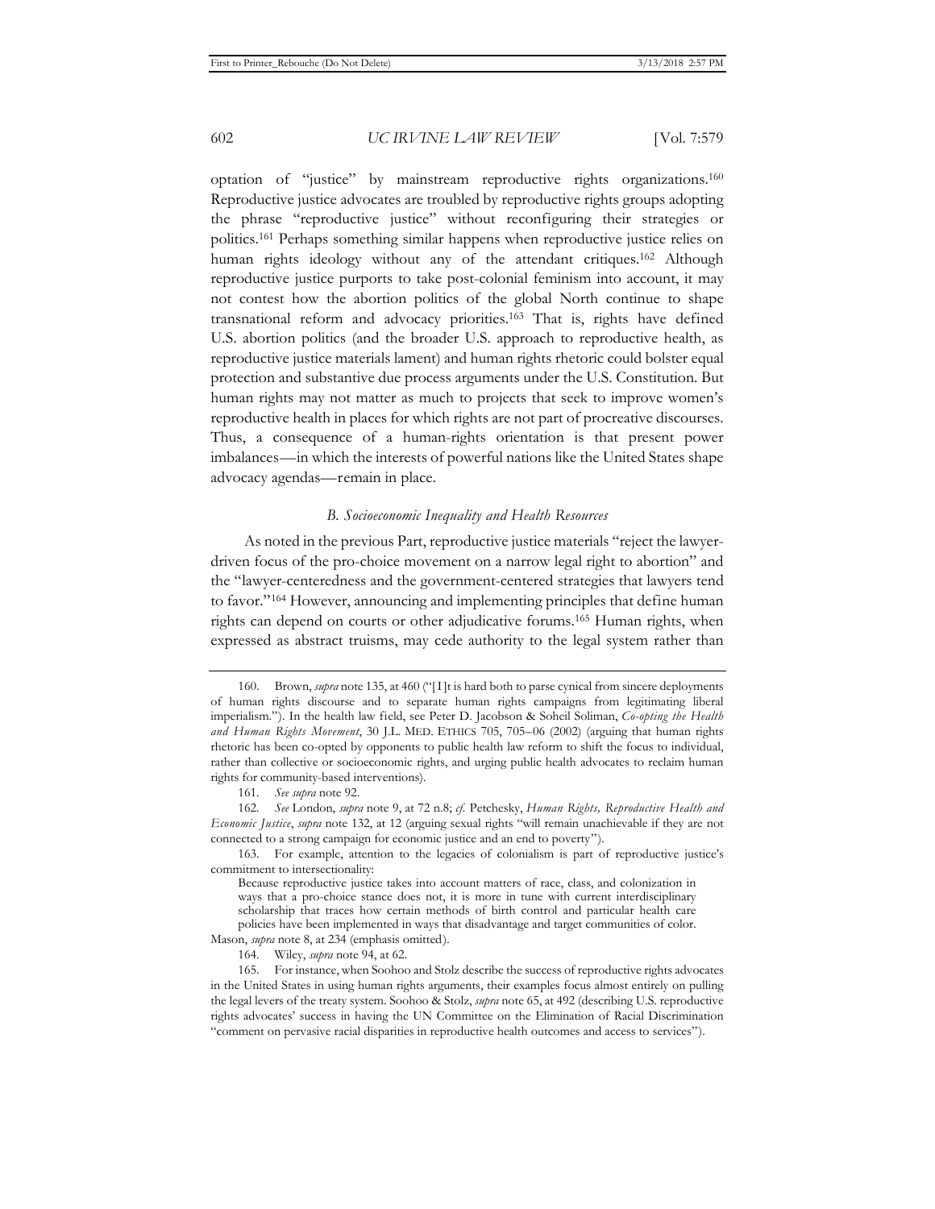optation of "justice" by mainstream reproductive rights organizations.[160] Reproductive justice advocates are troubled by reproductive rights groups adopting the phrase "reproductive justice" without reconfiguring their strategies or politics.[161] Perhaps something similar happens when reproductive justice relies on human rights ideology without any of the attendant critiques.[162] Although reproductive justice purports to take post-colonial feminism into account, it may not contest how the abortion politics of the global North continue to shape transnational reform and advocacy priorities.[163] That is, rights have defined U.S. abortion politics (and the broader U.S. approach to reproductive health, as reproductive justice materials lament) and human rights rhetoric could bolster equal protection and substantive due process arguments under the U.S. Constitution. But human rights may not matter as much to projects that seek to improve women's reproductive health in places for which rights are not part of procreative discourses. Thus, a consequence of a human-rights orientation is that present power imbalances—in which the interests of powerful nations like the United States shape advocacy agendas—remain in place.

### *B. Socioeconomic Inequality and Health Resources*

As noted in the previous Part, reproductive justice materials "reject the lawyer-driven focus of the pro-choice movement on a narrow legal right to abortion" and the "lawyer-centeredness and the government-centered strategies that lawyers tend to favor."[164] However, announcing and implementing principles that define human rights can depend on courts or other adjudicative forums.[165] Human rights, when expressed as abstract truisms, may cede authority to the legal system rather than

---

160. Brown, *supra* note 135, at 460 ("[I]t is hard both to parse cynical from sincere deployments of human rights discourse and to separate human rights campaigns from legitimating liberal imperialism."). In the health law field, see Peter D. Jacobson & Soheil Soliman, *Co-opting the Health and Human Rights Movement*, 30 J.L. MED. ETHICS 705, 705–06 (2002) (arguing that human rights rhetoric has been co-opted by opponents to public health law reform to shift the focus to individual, rather than collective or socioeconomic rights, and urging public health advocates to reclaim human rights for community-based interventions).

161. *See supra* note 92.

162. *See* London, *supra* note 9, at 72 n.8; *cf.* Petchesky, *Human Rights, Reproductive Health and Economic Justice*, *supra* note 132, at 12 (arguing sexual rights "will remain unachievable if they are not connected to a strong campaign for economic justice and an end to poverty").

163. For example, attention to the legacies of colonialism is part of reproductive justice's commitment to intersectionality:

> Because reproductive justice takes into account matters of race, class, and colonization in ways that a pro-choice stance does not, it is more in tune with current interdisciplinary scholarship that traces how certain methods of birth control and particular health care policies have been implemented in ways that disadvantage and target communities of color.

Mason, *supra* note 8, at 234 (emphasis omitted).

164. Wiley, *supra* note 94, at 62.

165. For instance, when Soohoo and Stolz describe the success of reproductive rights advocates in the United States in using human rights arguments, their examples focus almost entirely on pulling the legal levers of the treaty system. Soohoo & Stolz, *supra* note 65, at 492 (describing U.S. reproductive rights advocates' success in having the UN Committee on the Elimination of Racial Discrimination "comment on pervasive racial disparities in reproductive health outcomes and access to services").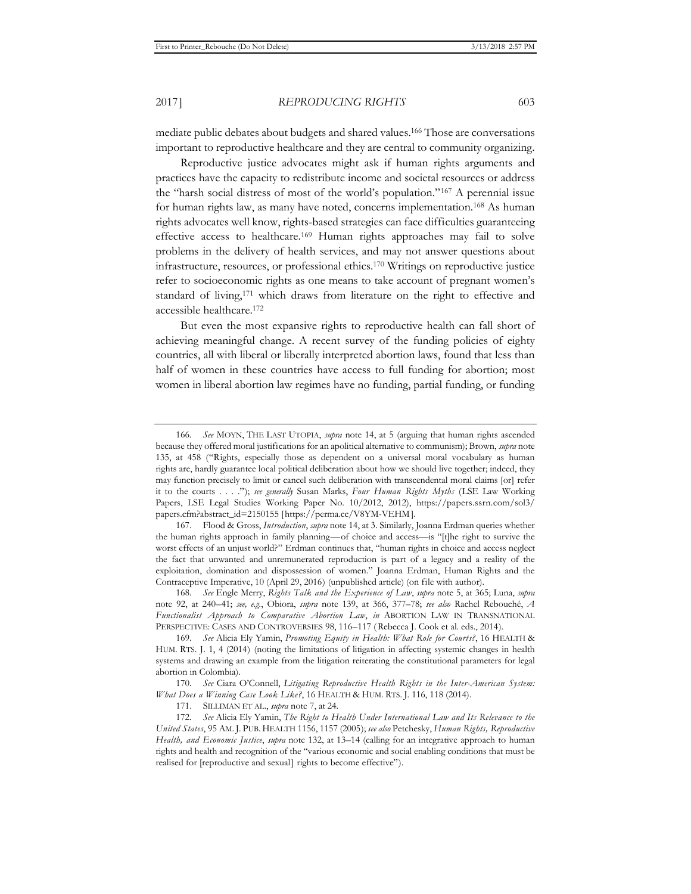mediate public debates about budgets and shared values.[166] Those are conversations important to reproductive healthcare and they are central to community organizing.

Reproductive justice advocates might ask if human rights arguments and practices have the capacity to redistribute income and societal resources or address the "harsh social distress of most of the world's population."[167] A perennial issue for human rights law, as many have noted, concerns implementation.[168] As human rights advocates well know, rights-based strategies can face difficulties guaranteeing effective access to healthcare.[169] Human rights approaches may fail to solve problems in the delivery of health services, and may not answer questions about infrastructure, resources, or professional ethics.[170] Writings on reproductive justice refer to socioeconomic rights as one means to take account of pregnant women's standard of living,[171] which draws from literature on the right to effective and accessible healthcare.[172]

But even the most expansive rights to reproductive health can fall short of achieving meaningful change. A recent survey of the funding policies of eighty countries, all with liberal or liberally interpreted abortion laws, found that less than half of women in these countries have access to full funding for abortion; most women in liberal abortion law regimes have no funding, partial funding, or funding

---

166. *See* MOYN, THE LAST UTOPIA, *supra* note 14, at 5 (arguing that human rights ascended because they offered moral justifications for an apolitical alternative to communism); Brown, *supra* note 135, at 458 ("Rights, especially those as dependent on a universal moral vocabulary as human rights are, hardly guarantee local political deliberation about how we should live together; indeed, they may function precisely to limit or cancel such deliberation with transcendental moral claims [or] refer it to the courts . . . ."); *see generally* Susan Marks, *Four Human Rights Myths* (LSE Law Working Papers, LSE Legal Studies Working Paper No. 10/2012, 2012), https://papers.ssrn.com/sol3/papers.cfm?abstract_id=2150155 [https://perma.cc/V8YM-VEHM].

167. Flood & Gross, *Introduction*, *supra* note 14, at 3. Similarly, Joanna Erdman queries whether the human rights approach in family planning—of choice and access—is "[t]he right to survive the worst effects of an unjust world?" Erdman continues that, "human rights in choice and access neglect the fact that unwanted and unremunerated reproduction is part of a legacy and a reality of the exploitation, domination and dispossession of women." Joanna Erdman, Human Rights and the Contraceptive Imperative, 10 (April 29, 2016) (unpublished article) (on file with author).

168. *See* Engle Merry, *Rights Talk and the Experience of Law*, *supra* note 5, at 365; Luna, *supra* note 92, at 240–41; *see, e.g.*, Obiora, *supra* note 139, at 366, 377–78; *see also* Rachel Rebouché, *A Functionalist Approach to Comparative Abortion Law*, *in* ABORTION LAW IN TRANSNATIONAL PERSPECTIVE: CASES AND CONTROVERSIES 98, 116–117 (Rebecca J. Cook et al. eds., 2014).

169. *See* Alicia Ely Yamin, *Promoting Equity in Health: What Role for Courts?*, 16 HEALTH & HUM. RTS. J. 1, 4 (2014) (noting the limitations of litigation in affecting systemic changes in health systems and drawing an example from the litigation reiterating the constitutional parameters for legal abortion in Colombia).

170. *See* Ciara O'Connell, *Litigating Reproductive Health Rights in the Inter-American System: What Does a Winning Case Look Like?*, 16 HEALTH & HUM. RTS. J. 116, 118 (2014).

171. SILLIMAN ET AL., *supra* note 7, at 24.

172. *See* Alicia Ely Yamin, *The Right to Health Under International Law and Its Relevance to the United States*, 95 AM. J. PUB. HEALTH 1156, 1157 (2005); *see also* Petchesky, *Human Rights, Reproductive Health, and Economic Justice*, *supra* note 132, at 13–14 (calling for an integrative approach to human rights and health and recognition of the "various economic and social enabling conditions that must be realised for [reproductive and sexual] rights to become effective").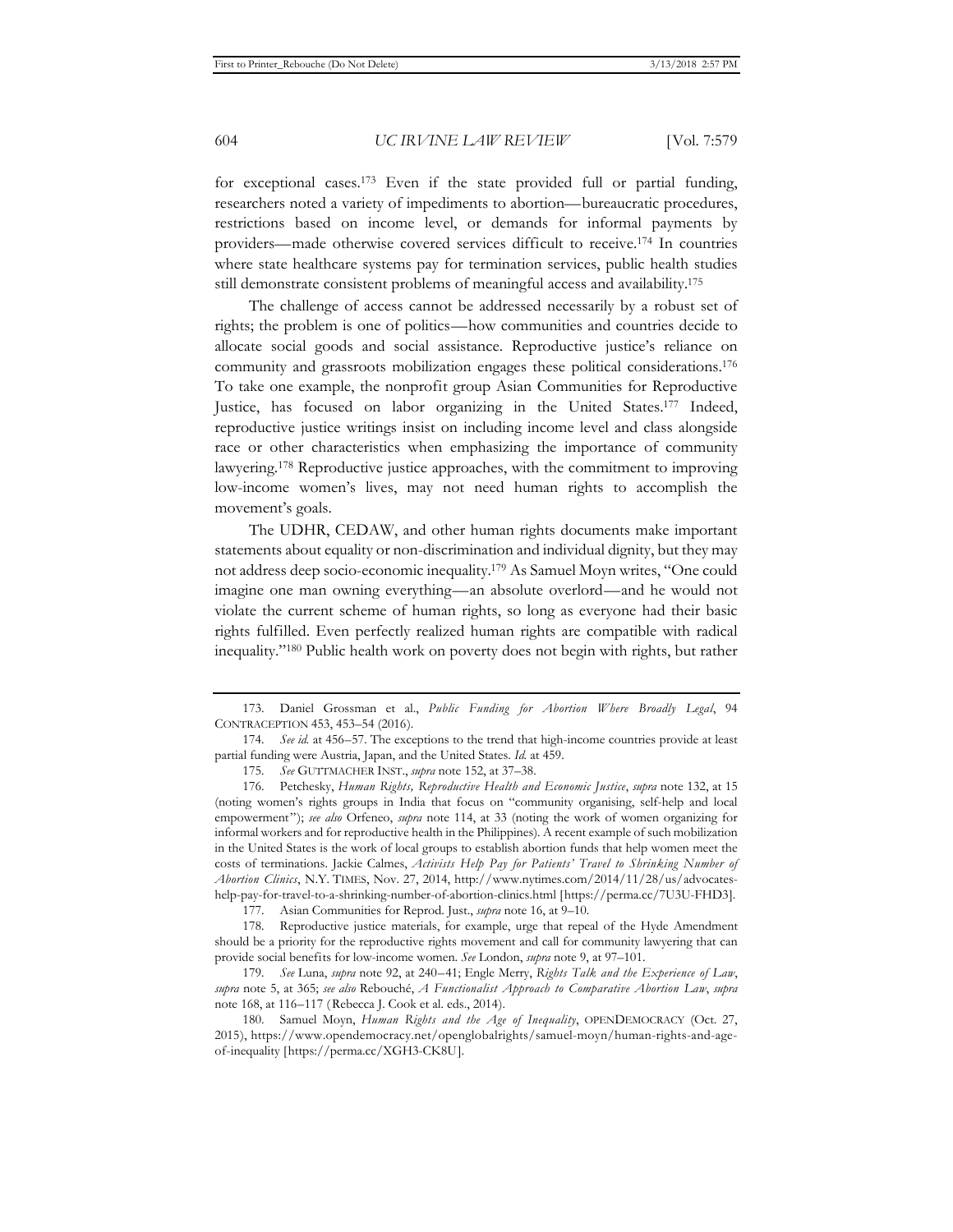for exceptional cases.[173] Even if the state provided full or partial funding, researchers noted a variety of impediments to abortion—bureaucratic procedures, restrictions based on income level, or demands for informal payments by providers—made otherwise covered services difficult to receive.[174] In countries where state healthcare systems pay for termination services, public health studies still demonstrate consistent problems of meaningful access and availability.[175]

The challenge of access cannot be addressed necessarily by a robust set of rights; the problem is one of politics—how communities and countries decide to allocate social goods and social assistance. Reproductive justice's reliance on community and grassroots mobilization engages these political considerations.[176] To take one example, the nonprofit group Asian Communities for Reproductive Justice, has focused on labor organizing in the United States.[177] Indeed, reproductive justice writings insist on including income level and class alongside race or other characteristics when emphasizing the importance of community lawyering.[178] Reproductive justice approaches, with the commitment to improving low-income women's lives, may not need human rights to accomplish the movement's goals.

The UDHR, CEDAW, and other human rights documents make important statements about equality or non-discrimination and individual dignity, but they may not address deep socio-economic inequality.[179] As Samuel Moyn writes, "One could imagine one man owning everything—an absolute overlord—and he would not violate the current scheme of human rights, so long as everyone had their basic rights fulfilled. Even perfectly realized human rights are compatible with radical inequality."[180] Public health work on poverty does not begin with rights, but rather

---

173. Daniel Grossman et al., *Public Funding for Abortion Where Broadly Legal*, 94 CONTRACEPTION 453, 453–54 (2016).

174. *See id.* at 456–57. The exceptions to the trend that high-income countries provide at least partial funding were Austria, Japan, and the United States. *Id.* at 459.

175. *See* GUTTMACHER INST., *supra* note 152, at 37–38.

176. Petchesky, *Human Rights, Reproductive Health and Economic Justice*, *supra* note 132, at 15 (noting women's rights groups in India that focus on "community organising, self-help and local empowerment"); *see also* Orfeneo, *supra* note 114, at 33 (noting the work of women organizing for informal workers and for reproductive health in the Philippines). A recent example of such mobilization in the United States is the work of local groups to establish abortion funds that help women meet the costs of terminations. Jackie Calmes, *Activists Help Pay for Patients' Travel to Shrinking Number of Abortion Clinics*, N.Y. TIMES, Nov. 27, 2014, http://www.nytimes.com/2014/11/28/us/advocates-help-pay-for-travel-to-a-shrinking-number-of-abortion-clinics.html [https://perma.cc/7U3U-FHD3].

177. Asian Communities for Reprod. Just., *supra* note 16, at 9–10.

178. Reproductive justice materials, for example, urge that repeal of the Hyde Amendment should be a priority for the reproductive rights movement and call for community lawyering that can provide social benefits for low-income women. *See* London, *supra* note 9, at 97–101.

179. *See* Luna, *supra* note 92, at 240–41; Engle Merry, *Rights Talk and the Experience of Law*, *supra* note 5, at 365; *see also* Rebouché, *A Functionalist Approach to Comparative Abortion Law*, *supra* note 168, at 116–117 (Rebecca J. Cook et al. eds., 2014).

180. Samuel Moyn, *Human Rights and the Age of Inequality*, OPENDEMOCRACY (Oct. 27, 2015), https://www.opendemocracy.net/openglobalrights/samuel-moyn/human-rights-and-age-of-inequality [https://perma.cc/XGH3-CK8U].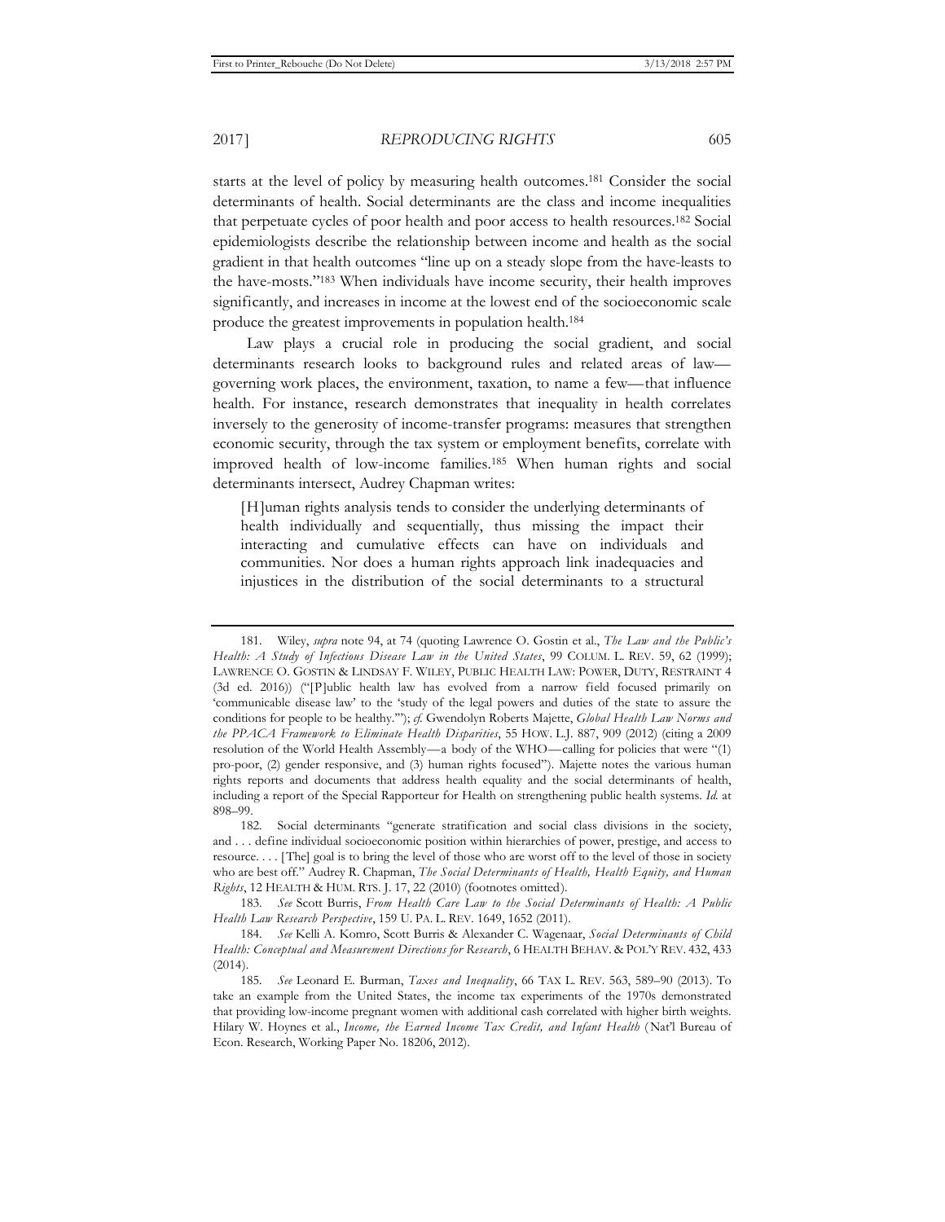starts at the level of policy by measuring health outcomes.[181] Consider the social determinants of health. Social determinants are the class and income inequalities that perpetuate cycles of poor health and poor access to health resources.[182] Social epidemiologists describe the relationship between income and health as the social gradient in that health outcomes "line up on a steady slope from the have-leasts to the have-mosts."[183] When individuals have income security, their health improves significantly, and increases in income at the lowest end of the socioeconomic scale produce the greatest improvements in population health.[184]

Law plays a crucial role in producing the social gradient, and social determinants research looks to background rules and related areas of law—governing work places, the environment, taxation, to name a few—that influence health. For instance, research demonstrates that inequality in health correlates inversely to the generosity of income-transfer programs: measures that strengthen economic security, through the tax system or employment benefits, correlate with improved health of low-income families.[185] When human rights and social determinants intersect, Audrey Chapman writes:

> [H]uman rights analysis tends to consider the underlying determinants of health individually and sequentially, thus missing the impact their interacting and cumulative effects can have on individuals and communities. Nor does a human rights approach link inadequacies and injustices in the distribution of the social determinants to a structural

---

181. Wiley, *supra* note 94, at 74 (quoting Lawrence O. Gostin et al., *The Law and the Public's Health: A Study of Infectious Disease Law in the United States*, 99 COLUM. L. REV. 59, 62 (1999); LAWRENCE O. GOSTIN & LINDSAY F. WILEY, PUBLIC HEALTH LAW: POWER, DUTY, RESTRAINT 4 (3d ed. 2016)) ("[P]ublic health law has evolved from a narrow field focused primarily on 'communicable disease law' to the 'study of the legal powers and duties of the state to assure the conditions for people to be healthy.'"); *cf.* Gwendolyn Roberts Majette, *Global Health Law Norms and the PPACA Framework to Eliminate Health Disparities*, 55 HOW. L.J. 887, 909 (2012) (citing a 2009 resolution of the World Health Assembly—a body of the WHO—calling for policies that were "(1) pro-poor, (2) gender responsive, and (3) human rights focused"). Majette notes the various human rights reports and documents that address health equality and the social determinants of health, including a report of the Special Rapporteur for Health on strengthening public health systems. *Id.* at 898–99.

182. Social determinants "generate stratification and social class divisions in the society, and . . . define individual socioeconomic position within hierarchies of power, prestige, and access to resource. . . . [The] goal is to bring the level of those who are worst off to the level of those in society who are best off." Audrey R. Chapman, *The Social Determinants of Health, Health Equity, and Human Rights*, 12 HEALTH & HUM. RTS. J. 17, 22 (2010) (footnotes omitted).

183. *See* Scott Burris, *From Health Care Law to the Social Determinants of Health: A Public Health Law Research Perspective*, 159 U. PA. L. REV. 1649, 1652 (2011).

184. *See* Kelli A. Komro, Scott Burris & Alexander C. Wagenaar, *Social Determinants of Child Health: Conceptual and Measurement Directions for Research*, 6 HEALTH BEHAV. & POL'Y REV. 432, 433 (2014).

185. *See* Leonard E. Burman, *Taxes and Inequality*, 66 TAX L. REV. 563, 589–90 (2013). To take an example from the United States, the income tax experiments of the 1970s demonstrated that providing low-income pregnant women with additional cash correlated with higher birth weights. Hilary W. Hoynes et al., *Income, the Earned Income Tax Credit, and Infant Health* (Nat'l Bureau of Econ. Research, Working Paper No. 18206, 2012).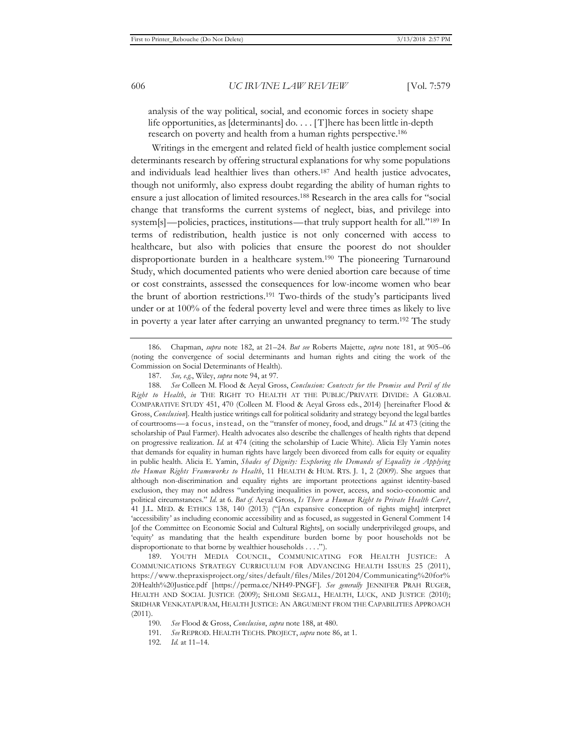analysis of the way political, social, and economic forces in society shape life opportunities, as [determinants] do. . . . [T]here has been little in-depth research on poverty and health from a human rights perspective.[186]

Writings in the emergent and related field of health justice complement social determinants research by offering structural explanations for why some populations and individuals lead healthier lives than others.[187] And health justice advocates, though not uniformly, also express doubt regarding the ability of human rights to ensure a just allocation of limited resources.[188] Research in the area calls for "social change that transforms the current systems of neglect, bias, and privilege into system[s]—policies, practices, institutions—that truly support health for all."[189] In terms of redistribution, health justice is not only concerned with access to healthcare, but also with policies that ensure the poorest do not shoulder disproportionate burden in a healthcare system.[190] The pioneering Turnaround Study, which documented patients who were denied abortion care because of time or cost constraints, assessed the consequences for low-income women who bear the brunt of abortion restrictions.[191] Two-thirds of the study's participants lived under or at 100% of the federal poverty level and were three times as likely to live in poverty a year later after carrying an unwanted pregnancy to term.[192] The study

---

186. Chapman, *supra* note 182, at 21–24. *But see* Roberts Majette, *supra* note 181, at 905–06 (noting the convergence of social determinants and human rights and citing the work of the Commission on Social Determinants of Health).

187. *See, e.g.*, Wiley, *supra* note 94, at 97.

188. *See* Colleen M. Flood & Aeyal Gross, *Conclusion: Contexts for the Promise and Peril of the Right to Health*, *in* THE RIGHT TO HEALTH AT THE PUBLIC/PRIVATE DIVIDE: A GLOBAL COMPARATIVE STUDY 451, 470 (Colleen M. Flood & Aeyal Gross eds., 2014) [hereinafter Flood & Gross, *Conclusion*]. Health justice writings call for political solidarity and strategy beyond the legal battles of courtrooms—a focus, instead, on the "transfer of money, food, and drugs." *Id.* at 473 (citing the scholarship of Paul Farmer). Health advocates also describe the challenges of health rights that depend on progressive realization. *Id.* at 474 (citing the scholarship of Lucie White). Alicia Ely Yamin notes that demands for equality in human rights have largely been divorced from calls for equity or equality in public health. Alicia E. Yamin, *Shades of Dignity: Exploring the Demands of Equality in Applying the Human Rights Frameworks to Health*, 11 HEALTH & HUM. RTS. J. 1, 2 (2009). She argues that although non-discrimination and equality rights are important protections against identity-based exclusion, they may not address "underlying inequalities in power, access, and socio-economic and political circumstances." *Id.* at 6. *But cf.* Aeyal Gross, *Is There a Human Right to Private Health Care?*, 41 J.L. MED. & ETHICS 138, 140 (2013) ("[An expansive conception of rights might] interpret 'accessibility' as including economic accessibility and as focused, as suggested in General Comment 14 [of the Committee on Economic Social and Cultural Rights], on socially underprivileged groups, and 'equity' as mandating that the health expenditure burden borne by poor households not be disproportionate to that borne by wealthier households . . . .").

189. YOUTH MEDIA COUNCIL, COMMUNICATING FOR HEALTH JUSTICE: A COMMUNICATIONS STRATEGY CURRICULUM FOR ADVANCING HEALTH ISSUES 25 (2011), https://www.thepraxisproject.org/sites/default/files/Miles/201204/Communicating%20for%20Health%20Justice.pdf [https://perma.cc/NH49-PNGF]. *See generally* JENNIFER PRAH RUGER, HEALTH AND SOCIAL JUSTICE (2009); SHLOMI SEGALL, HEALTH, LUCK, AND JUSTICE (2010); SRIDHAR VENKATAPURAM, HEALTH JUSTICE: AN ARGUMENT FROM THE CAPABILITIES APPROACH (2011).

190. *See* Flood & Gross, *Conclusion*, *supra* note 188, at 480.

191. *See* REPROD. HEALTH TECHS. PROJECT, *supra* note 86, at 1.

192. *Id.* at 11–14.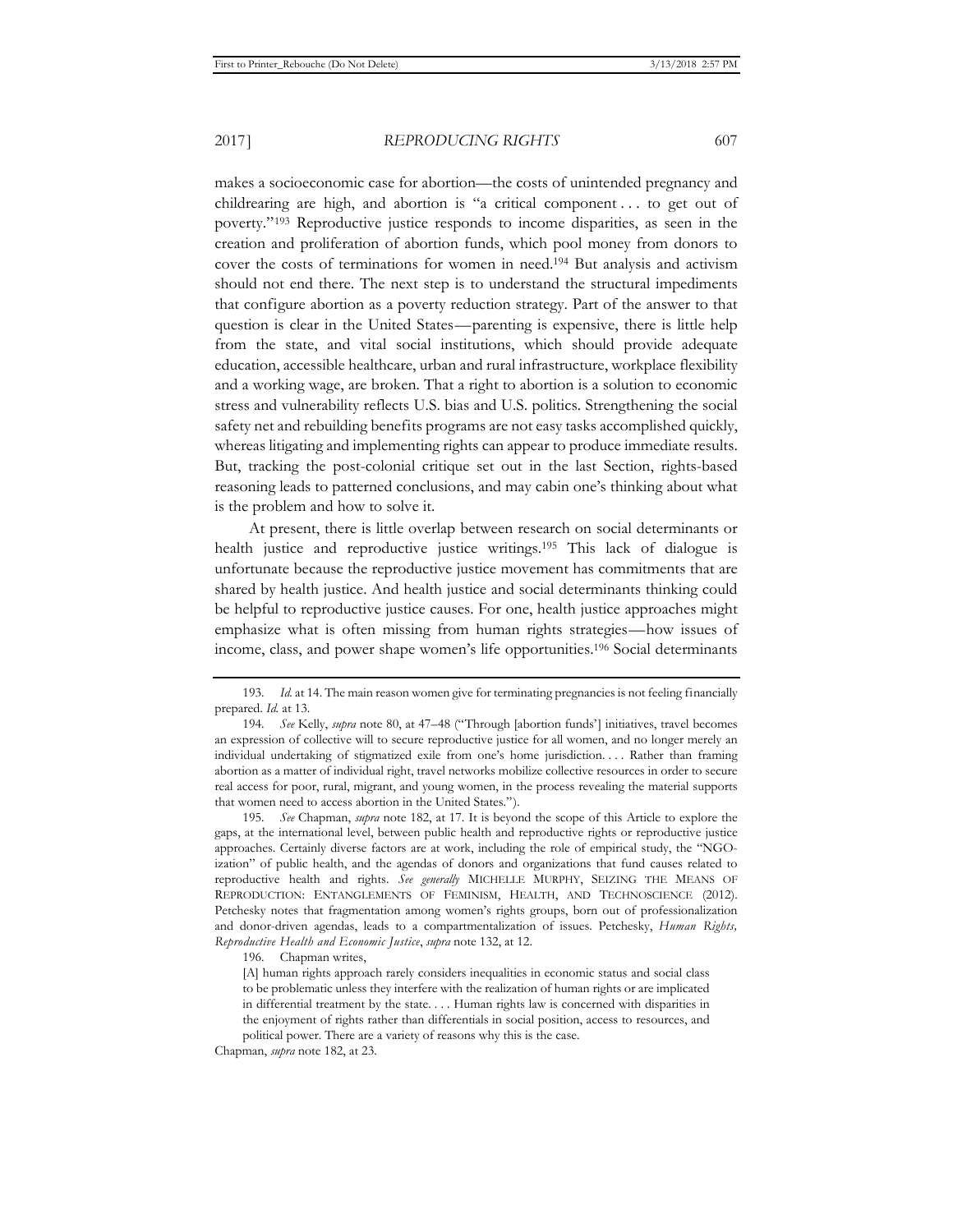makes a socioeconomic case for abortion—the costs of unintended pregnancy and childrearing are high, and abortion is "a critical component . . . to get out of poverty."[193] Reproductive justice responds to income disparities, as seen in the creation and proliferation of abortion funds, which pool money from donors to cover the costs of terminations for women in need.[194] But analysis and activism should not end there. The next step is to understand the structural impediments that configure abortion as a poverty reduction strategy. Part of the answer to that question is clear in the United States—parenting is expensive, there is little help from the state, and vital social institutions, which should provide adequate education, accessible healthcare, urban and rural infrastructure, workplace flexibility and a working wage, are broken. That a right to abortion is a solution to economic stress and vulnerability reflects U.S. bias and U.S. politics. Strengthening the social safety net and rebuilding benefits programs are not easy tasks accomplished quickly, whereas litigating and implementing rights can appear to produce immediate results. But, tracking the post-colonial critique set out in the last Section, rights-based reasoning leads to patterned conclusions, and may cabin one's thinking about what is the problem and how to solve it.

At present, there is little overlap between research on social determinants or health justice and reproductive justice writings.[195] This lack of dialogue is unfortunate because the reproductive justice movement has commitments that are shared by health justice. And health justice and social determinants thinking could be helpful to reproductive justice causes. For one, health justice approaches might emphasize what is often missing from human rights strategies—how issues of income, class, and power shape women's life opportunities.[196] Social determinants

---

193. *Id.* at 14. The main reason women give for terminating pregnancies is not feeling financially prepared. *Id.* at 13.

194. *See* Kelly, *supra* note 80, at 47–48 ("Through [abortion funds'] initiatives, travel becomes an expression of collective will to secure reproductive justice for all women, and no longer merely an individual undertaking of stigmatized exile from one's home jurisdiction. . . . Rather than framing abortion as a matter of individual right, travel networks mobilize collective resources in order to secure real access for poor, rural, migrant, and young women, in the process revealing the material supports that women need to access abortion in the United States.").

195. *See* Chapman, *supra* note 182, at 17. It is beyond the scope of this Article to explore the gaps, at the international level, between public health and reproductive rights or reproductive justice approaches. Certainly diverse factors are at work, including the role of empirical study, the "NGO-ization" of public health, and the agendas of donors and organizations that fund causes related to reproductive health and rights. *See generally* MICHELLE MURPHY, SEIZING THE MEANS OF REPRODUCTION: ENTANGLEMENTS OF FEMINISM, HEALTH, AND TECHNOSCIENCE (2012). Petchesky notes that fragmentation among women's rights groups, born out of professionalization and donor-driven agendas, leads to a compartmentalization of issues. Petchesky, *Human Rights, Reproductive Health and Economic Justice*, *supra* note 132, at 12.

196. Chapman writes,

> [A] human rights approach rarely considers inequalities in economic status and social class to be problematic unless they interfere with the realization of human rights or are implicated in differential treatment by the state. . . . Human rights law is concerned with disparities in the enjoyment of rights rather than differentials in social position, access to resources, and political power. There are a variety of reasons why this is the case.

Chapman, *supra* note 182, at 23.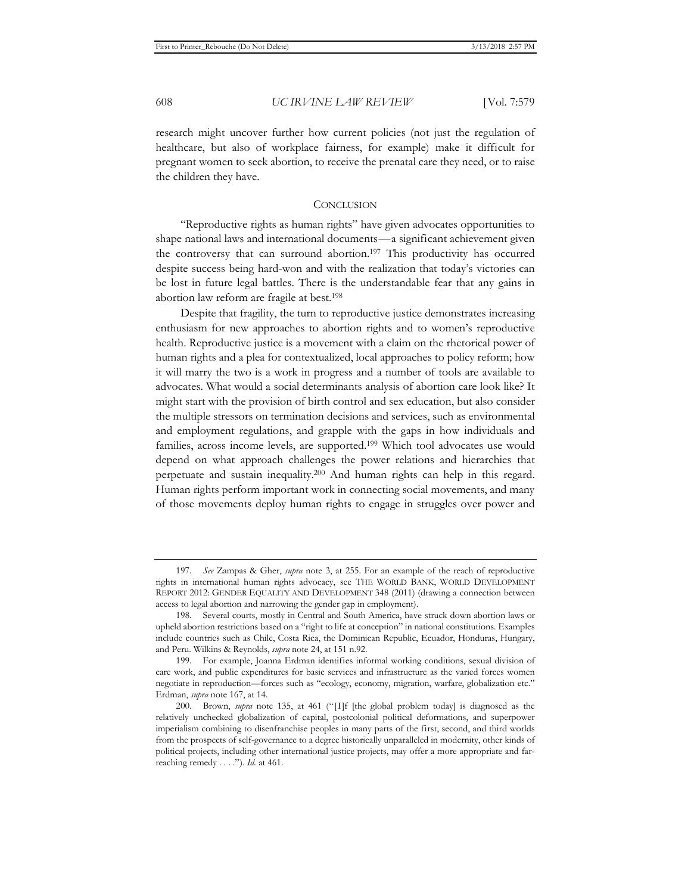research might uncover further how current policies (not just the regulation of healthcare, but also of workplace fairness, for example) make it difficult for pregnant women to seek abortion, to receive the prenatal care they need, or to raise the children they have.

## CONCLUSION

"Reproductive rights as human rights" have given advocates opportunities to shape national laws and international documents—a significant achievement given the controversy that can surround abortion.[197] This productivity has occurred despite success being hard-won and with the realization that today's victories can be lost in future legal battles. There is the understandable fear that any gains in abortion law reform are fragile at best.[198]

Despite that fragility, the turn to reproductive justice demonstrates increasing enthusiasm for new approaches to abortion rights and to women's reproductive health. Reproductive justice is a movement with a claim on the rhetorical power of human rights and a plea for contextualized, local approaches to policy reform; how it will marry the two is a work in progress and a number of tools are available to advocates. What would a social determinants analysis of abortion care look like? It might start with the provision of birth control and sex education, but also consider the multiple stressors on termination decisions and services, such as environmental and employment regulations, and grapple with the gaps in how individuals and families, across income levels, are supported.[199] Which tool advocates use would depend on what approach challenges the power relations and hierarchies that perpetuate and sustain inequality.[200] And human rights can help in this regard. Human rights perform important work in connecting social movements, and many of those movements deploy human rights to engage in struggles over power and

---

197. *See* Zampas & Gher, *supra* note 3, at 255. For an example of the reach of reproductive rights in international human rights advocacy, see THE WORLD BANK, WORLD DEVELOPMENT REPORT 2012: GENDER EQUALITY AND DEVELOPMENT 348 (2011) (drawing a connection between access to legal abortion and narrowing the gender gap in employment).

198. Several courts, mostly in Central and South America, have struck down abortion laws or upheld abortion restrictions based on a "right to life at conception" in national constitutions. Examples include countries such as Chile, Costa Rica, the Dominican Republic, Ecuador, Honduras, Hungary, and Peru. Wilkins & Reynolds, *supra* note 24, at 151 n.92.

199. For example, Joanna Erdman identifies informal working conditions, sexual division of care work, and public expenditures for basic services and infrastructure as the varied forces women negotiate in reproduction—forces such as "ecology, economy, migration, warfare, globalization etc." Erdman, *supra* note 167, at 14.

200. Brown, *supra* note 135, at 461 ("[I]f [the global problem today] is diagnosed as the relatively unchecked globalization of capital, postcolonial political deformations, and superpower imperialism combining to disenfranchise peoples in many parts of the first, second, and third worlds from the prospects of self-governance to a degree historically unparalleled in modernity, other kinds of political projects, including other international justice projects, may offer a more appropriate and far-reaching remedy . . . ."). *Id.* at 461.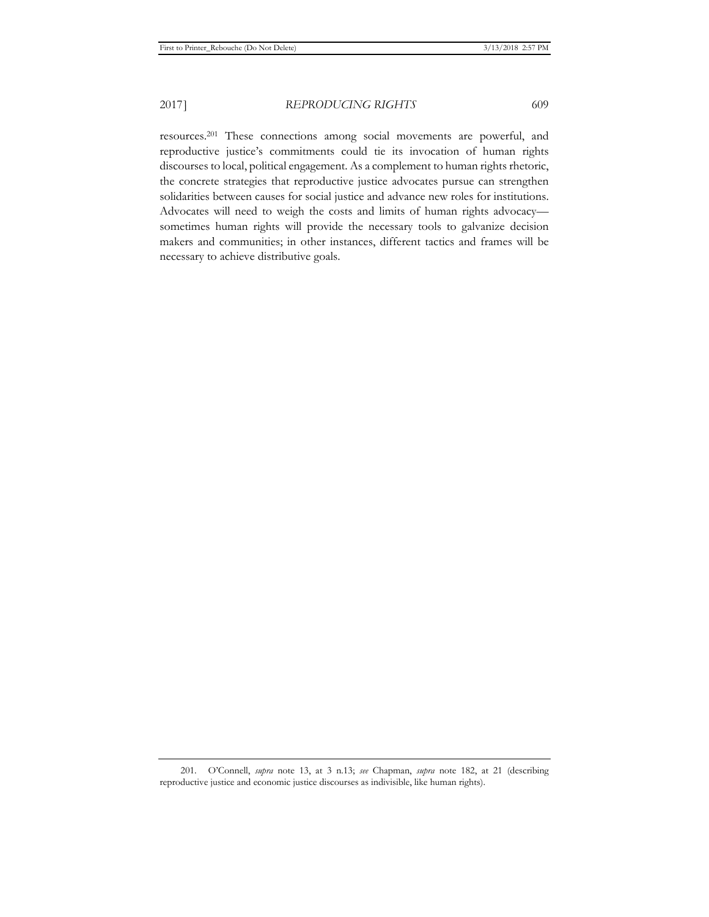resources.[201] These connections among social movements are powerful, and reproductive justice's commitments could tie its invocation of human rights discourses to local, political engagement. As a complement to human rights rhetoric, the concrete strategies that reproductive justice advocates pursue can strengthen solidarities between causes for social justice and advance new roles for institutions. Advocates will need to weigh the costs and limits of human rights advocacy—sometimes human rights will provide the necessary tools to galvanize decision makers and communities; in other instances, different tactics and frames will be necessary to achieve distributive goals.

---

201. O'Connell, *supra* note 13, at 3 n.13; *see* Chapman, *supra* note 182, at 21 (describing reproductive justice and economic justice discourses as indivisible, like human rights).